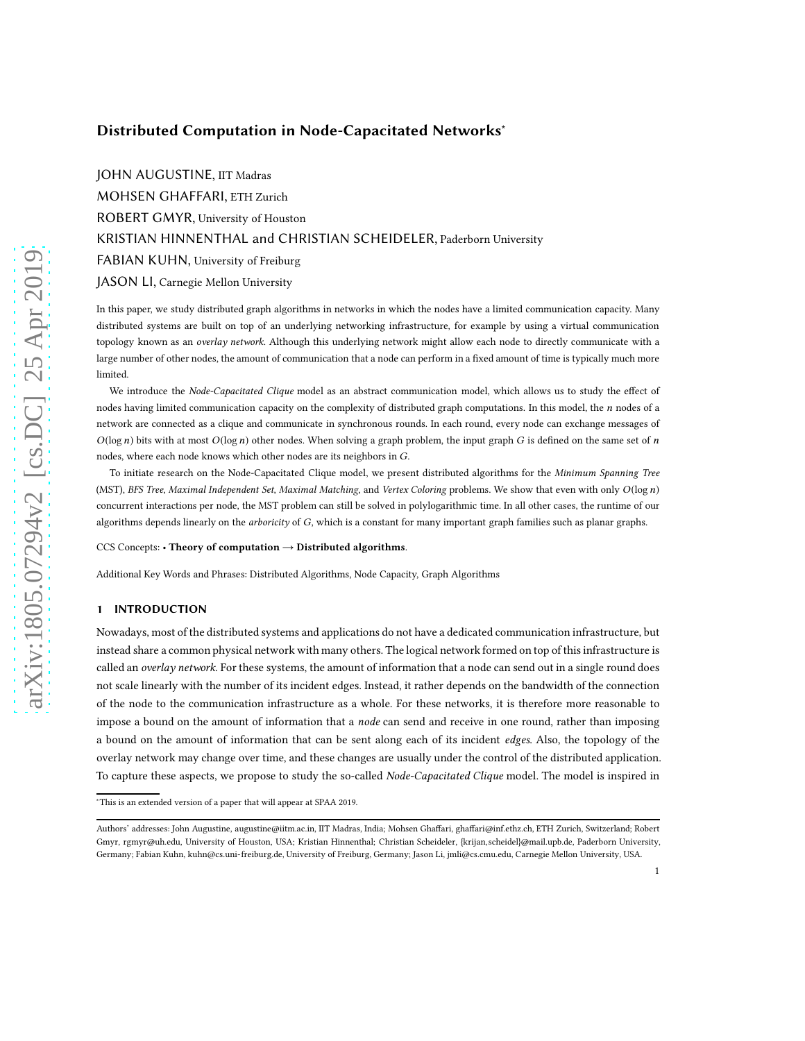# Distributed Computation in Node-Capacitated Networks*

JOHN AUGUSTINE, IIT Madras

MOHSEN GHAFFARI, ETH Zurich

ROBERT GMYR, University of Houston

KRISTIAN HINNENTHAL and CHRISTIAN SCHEIDELER, Paderborn University

FABIAN KUHN, University of Freiburg

JASON LI, Carnegie Mellon University

In this paper, we study distributed graph algorithms in networks in which the nodes have a limited communication capacity. Many distributed systems are built on top of an underlying networking infrastructure, for example by using a virtual communication topology known as an *overlay network*. Although this underlying network might allow each node to directly communicate with a large number of other nodes, the amount of communication that a node can perform in a fixed amount of time is typically much more limited.

We introduce the *Node-Capacitated Clique* model as an abstract communication model, which allows us to study the effect of nodes having limited communication capacity on the complexity of distributed graph computations. In this model, the $n$ nodes of a network are connected as a clique and communicate in synchronous rounds. In each round, every node can exchange messages of $O(\log n)$ bits with at most $O(\log n)$ other nodes. When solving a graph problem, the input graph $G$ is defined on the same set of $n$ nodes, where each node knows which other nodes are its neighbors in $G$.

To initiate research on the Node-Capacitated Clique model, we present distributed algorithms for the *Minimum Spanning Tree* (MST), *BFS Tree*, *Maximal Independent Set*, *Maximal Matching*, and *Vertex Coloring* problems. We show that even with only $O(\log n)$ concurrent interactions per node, the MST problem can still be solved in polylogarithmic time. In all other cases, the runtime of our algorithms depends linearly on the *arboricity* of $G$, which is a constant for many important graph families such as planar graphs.

CCS Concepts: • **Theory of computation → Distributed algorithms**.

Additional Key Words and Phrases: Distributed Algorithms, Node Capacity, Graph Algorithms

## 1 INTRODUCTION

Nowadays, most of the distributed systems and applications do not have a dedicated communication infrastructure, but instead share a common physical network with many others. The logical network formed on top of this infrastructure is called an *overlay network*. For these systems, the amount of information that a node can send out in a single round does not scale linearly with the number of its incident edges. Instead, it rather depends on the bandwidth of the connection of the node to the communication infrastructure as a whole. For these networks, it is therefore more reasonable to impose a bound on the amount of information that a *node* can send and receive in one round, rather than imposing a bound on the amount of information that can be sent along each of its incident *edges*. Also, the topology of the overlay network may change over time, and these changes are usually under the control of the distributed application. To capture these aspects, we propose to study the so-called *Node-Capacitated Clique* model. The model is inspired in

*This is an extended version of a paper that will appear at SPAA 2019.

Authors' addresses: John Augustine, augustine@iitm.ac.in, IIT Madras, India; Mohsen Ghaffari, ghaffari@inf.ethz.ch, ETH Zurich, Switzerland; Robert Gmyr, rgmyr@uh.edu, University of Houston, USA; Kristian Hinnenthal; Christian Scheideler, {krijan,scheidel}@mail.upb.de, Paderborn University, Germany; Fabian Kuhn, kuhn@cs.uni-freiburg.de, University of Freiburg, Germany; Jason Li, jmli@cs.cmu.edu, Carnegie Mellon University, USA.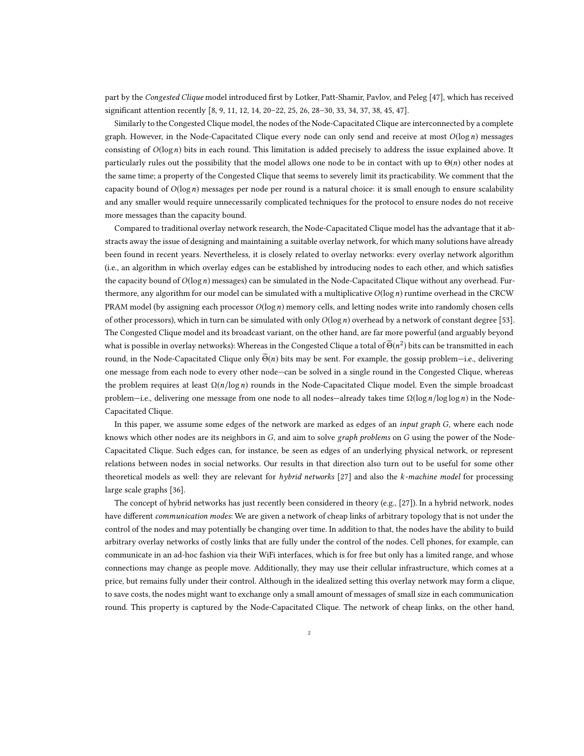part by the *Congested Clique* model introduced first by Lotker, Patt-Shamir, Pavlov, and Peleg [47], which has received significant attention recently [8, 9, 11, 12, 14, 20–22, 25, 26, 28–30, 33, 34, 37, 38, 45, 47].

Similarly to the Congested Clique model, the nodes of the Node-Capacitated Clique are interconnected by a complete graph. However, in the Node-Capacitated Clique every node can only send and receive at most $O(\log n)$ messages consisting of $O(\log n)$ bits in each round. This limitation is added precisely to address the issue explained above. It particularly rules out the possibility that the model allows one node to be in contact with up to $\Theta(n)$ other nodes at the same time; a property of the Congested Clique that seems to severely limit its practicability. We comment that the capacity bound of $O(\log n)$ messages per node per round is a natural choice: it is small enough to ensure scalability and any smaller would require unnecessarily complicated techniques for the protocol to ensure nodes do not receive more messages than the capacity bound.

Compared to traditional overlay network research, the Node-Capacitated Clique model has the advantage that it abstracts away the issue of designing and maintaining a suitable overlay network, for which many solutions have already been found in recent years. Nevertheless, it is closely related to overlay networks: every overlay network algorithm (i.e., an algorithm in which overlay edges can be established by introducing nodes to each other, and which satisfies the capacity bound of $O(\log n)$ messages) can be simulated in the Node-Capacitated Clique without any overhead. Furthermore, any algorithm for our model can be simulated with a multiplicative $O(\log n)$ runtime overhead in the CRCW PRAM model (by assigning each processor $O(\log n)$ memory cells, and letting nodes write into randomly chosen cells of other processors), which in turn can be simulated with only $O(\log n)$ overhead by a network of constant degree [53]. The Congested Clique model and its broadcast variant, on the other hand, are far more powerful (and arguably beyond what is possible in overlay networks): Whereas in the Congested Clique a total of $\widetilde{\Theta}(n^2)$ bits can be transmitted in each round, in the Node-Capacitated Clique only $\widetilde{\Theta}(n)$ bits may be sent. For example, the gossip problem—i.e., delivering one message from each node to every other node—can be solved in a single round in the Congested Clique, whereas the problem requires at least $\Omega(n/\log n)$ rounds in the Node-Capacitated Clique model. Even the simple broadcast problem—i.e., delivering one message from one node to all nodes—already takes time $\Omega(\log n/\log\log n)$ in the Node-Capacitated Clique.

In this paper, we assume some edges of the network are marked as edges of an *input graph* $G$, where each node knows which other nodes are its neighbors in $G$, and aim to solve *graph problems* on $G$ using the power of the Node-Capacitated Clique. Such edges can, for instance, be seen as edges of an underlying physical network, or represent relations between nodes in social networks. Our results in that direction also turn out to be useful for some other theoretical models as well: they are relevant for *hybrid networks* [27] and also the *$k$-machine model* for processing large scale graphs [36].

The concept of hybrid networks has just recently been considered in theory (e.g., [27]). In a hybrid network, nodes have different *communication modes*: We are given a network of cheap links of arbitrary topology that is not under the control of the nodes and may potentially be changing over time. In addition to that, the nodes have the ability to build arbitrary overlay networks of costly links that are fully under the control of the nodes. Cell phones, for example, can communicate in an ad-hoc fashion via their WiFi interfaces, which is for free but only has a limited range, and whose connections may change as people move. Additionally, they may use their cellular infrastructure, which comes at a price, but remains fully under their control. Although in the idealized setting this overlay network may form a clique, to save costs, the nodes might want to exchange only a small amount of messages of small size in each communication round. This property is captured by the Node-Capacitated Clique. The network of cheap links, on the other hand,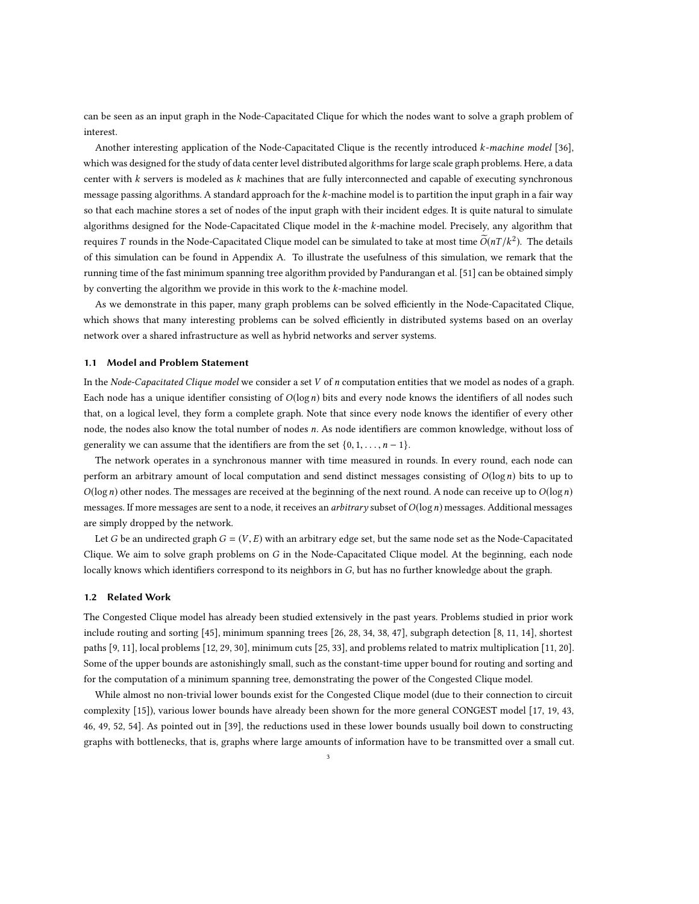can be seen as an input graph in the Node-Capacitated Clique for which the nodes want to solve a graph problem of interest.

Another interesting application of the Node-Capacitated Clique is the recently introduced *k-machine model* [36], which was designed for the study of data center level distributed algorithms for large scale graph problems. Here, a data center with $k$ servers is modeled as $k$ machines that are fully interconnected and capable of executing synchronous message passing algorithms. A standard approach for the $k$-machine model is to partition the input graph in a fair way so that each machine stores a set of nodes of the input graph with their incident edges. It is quite natural to simulate algorithms designed for the Node-Capacitated Clique model in the $k$-machine model. Precisely, any algorithm that requires $T$ rounds in the Node-Capacitated Clique model can be simulated to take at most time $\widetilde{O}(nT/k^2)$. The details of this simulation can be found in Appendix A. To illustrate the usefulness of this simulation, we remark that the running time of the fast minimum spanning tree algorithm provided by Pandurangan et al. [51] can be obtained simply by converting the algorithm we provide in this work to the $k$-machine model.

As we demonstrate in this paper, many graph problems can be solved efficiently in the Node-Capacitated Clique, which shows that many interesting problems can be solved efficiently in distributed systems based on an overlay network over a shared infrastructure as well as hybrid networks and server systems.

### 1.1 Model and Problem Statement

In the *Node-Capacitated Clique model* we consider a set $V$ of $n$ computation entities that we model as nodes of a graph. Each node has a unique identifier consisting of $O(\log n)$ bits and every node knows the identifiers of all nodes such that, on a logical level, they form a complete graph. Note that since every node knows the identifier of every other node, the nodes also know the total number of nodes $n$. As node identifiers are common knowledge, without loss of generality we can assume that the identifiers are from the set $\{0, 1, \ldots, n-1\}$.

The network operates in a synchronous manner with time measured in rounds. In every round, each node can perform an arbitrary amount of local computation and send distinct messages consisting of $O(\log n)$ bits to up to $O(\log n)$ other nodes. The messages are received at the beginning of the next round. A node can receive up to $O(\log n)$ messages. If more messages are sent to a node, it receives an *arbitrary* subset of $O(\log n)$ messages. Additional messages are simply dropped by the network.

Let $G$ be an undirected graph $G = (V, E)$ with an arbitrary edge set, but the same node set as the Node-Capacitated Clique. We aim to solve graph problems on $G$ in the Node-Capacitated Clique model. At the beginning, each node locally knows which identifiers correspond to its neighbors in $G$, but has no further knowledge about the graph.

### 1.2 Related Work

The Congested Clique model has already been studied extensively in the past years. Problems studied in prior work include routing and sorting [45], minimum spanning trees [26, 28, 34, 38, 47], subgraph detection [8, 11, 14], shortest paths [9, 11], local problems [12, 29, 30], minimum cuts [25, 33], and problems related to matrix multiplication [11, 20]. Some of the upper bounds are astonishingly small, such as the constant-time upper bound for routing and sorting and for the computation of a minimum spanning tree, demonstrating the power of the Congested Clique model.

While almost no non-trivial lower bounds exist for the Congested Clique model (due to their connection to circuit complexity [15]), various lower bounds have already been shown for the more general CONGEST model [17, 19, 43, 46, 49, 52, 54]. As pointed out in [39], the reductions used in these lower bounds usually boil down to constructing graphs with bottlenecks, that is, graphs where large amounts of information have to be transmitted over a small cut.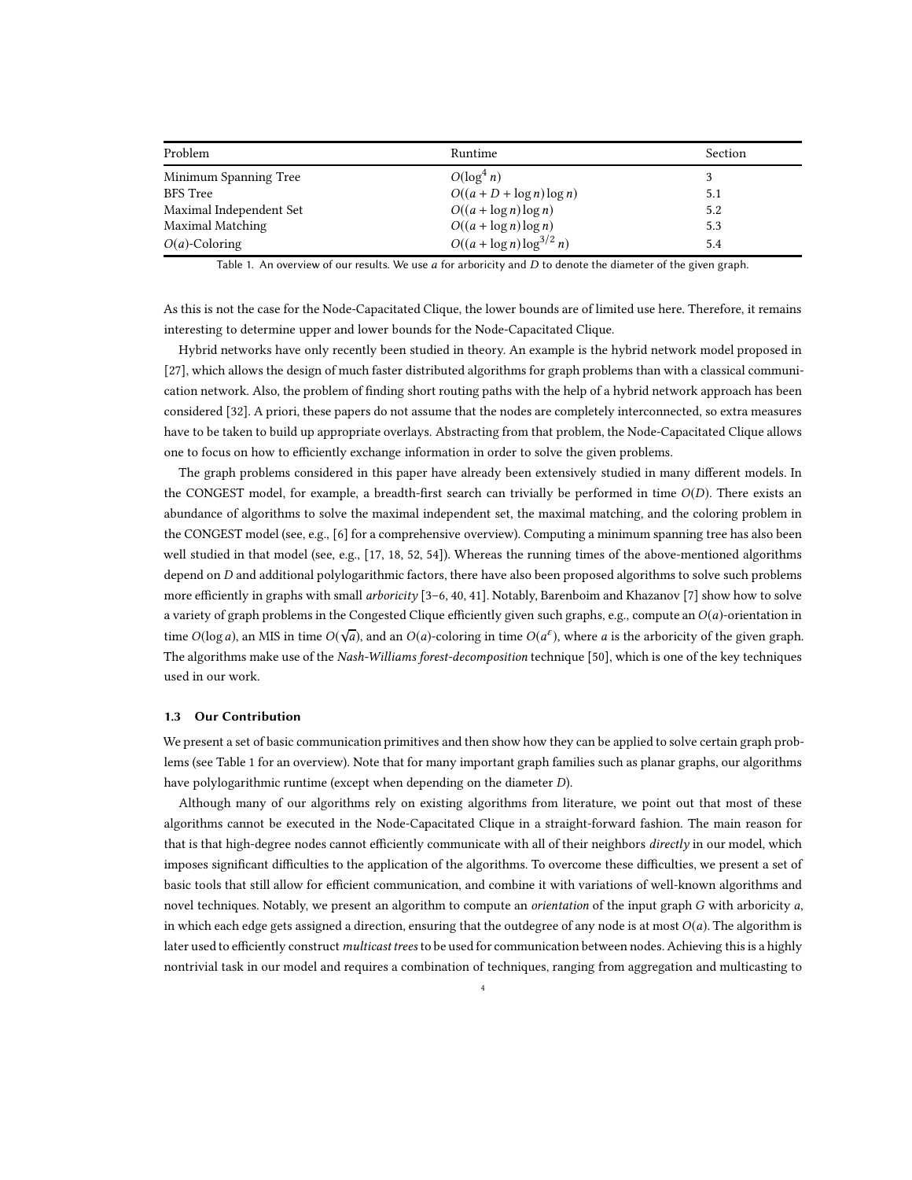| Problem | Runtime | Section |
|---|---|---|
| Minimum Spanning Tree | $O(\log^4 n)$ | 3 |
| BFS Tree | $O((a + D + \log n) \log n)$ | 5.1 |
| Maximal Independent Set | $O((a + \log n) \log n)$ | 5.2 |
| Maximal Matching | $O((a + \log n) \log n)$ | 5.3 |
| $O(a)$-Coloring | $O((a + \log n) \log^{3/2} n)$ | 5.4 |

Table 1. An overview of our results. We use $a$ for arboricity and $D$ to denote the diameter of the given graph.

As this is not the case for the Node-Capacitated Clique, the lower bounds are of limited use here. Therefore, it remains interesting to determine upper and lower bounds for the Node-Capacitated Clique.

Hybrid networks have only recently been studied in theory. An example is the hybrid network model proposed in [27], which allows the design of much faster distributed algorithms for graph problems than with a classical communication network. Also, the problem of finding short routing paths with the help of a hybrid network approach has been considered [32]. A priori, these papers do not assume that the nodes are completely interconnected, so extra measures have to be taken to build up appropriate overlays. Abstracting from that problem, the Node-Capacitated Clique allows one to focus on how to efficiently exchange information in order to solve the given problems.

The graph problems considered in this paper have already been extensively studied in many different models. In the CONGEST model, for example, a breadth-first search can trivially be performed in time $O(D)$. There exists an abundance of algorithms to solve the maximal independent set, the maximal matching, and the coloring problem in the CONGEST model (see, e.g., [6] for a comprehensive overview). Computing a minimum spanning tree has also been well studied in that model (see, e.g., [17, 18, 52, 54]). Whereas the running times of the above-mentioned algorithms depend on $D$ and additional polylogarithmic factors, there have also been proposed algorithms to solve such problems more efficiently in graphs with small *arboricity* [3–6, 40, 41]. Notably, Barenboim and Khazanov [7] show how to solve a variety of graph problems in the Congested Clique efficiently given such graphs, e.g., compute an $O(a)$-orientation in time $O(\log a)$, an MIS in time $O(\sqrt{a})$, and an $O(a)$-coloring in time $O(a^{\varepsilon})$, where $a$ is the arboricity of the given graph. The algorithms make use of the *Nash-Williams forest-decomposition* technique [50], which is one of the key techniques used in our work.

### 1.3 Our Contribution

We present a set of basic communication primitives and then show how they can be applied to solve certain graph problems (see Table 1 for an overview). Note that for many important graph families such as planar graphs, our algorithms have polylogarithmic runtime (except when depending on the diameter $D$).

Although many of our algorithms rely on existing algorithms from literature, we point out that most of these algorithms cannot be executed in the Node-Capacitated Clique in a straight-forward fashion. The main reason for that is that high-degree nodes cannot efficiently communicate with all of their neighbors *directly* in our model, which imposes significant difficulties to the application of the algorithms. To overcome these difficulties, we present a set of basic tools that still allow for efficient communication, and combine it with variations of well-known algorithms and novel techniques. Notably, we present an algorithm to compute an *orientation* of the input graph $G$ with arboricity $a$, in which each edge gets assigned a direction, ensuring that the outdegree of any node is at most $O(a)$. The algorithm is later used to efficiently construct *multicast trees* to be used for communication between nodes. Achieving this is a highly nontrivial task in our model and requires a combination of techniques, ranging from aggregation and multicasting to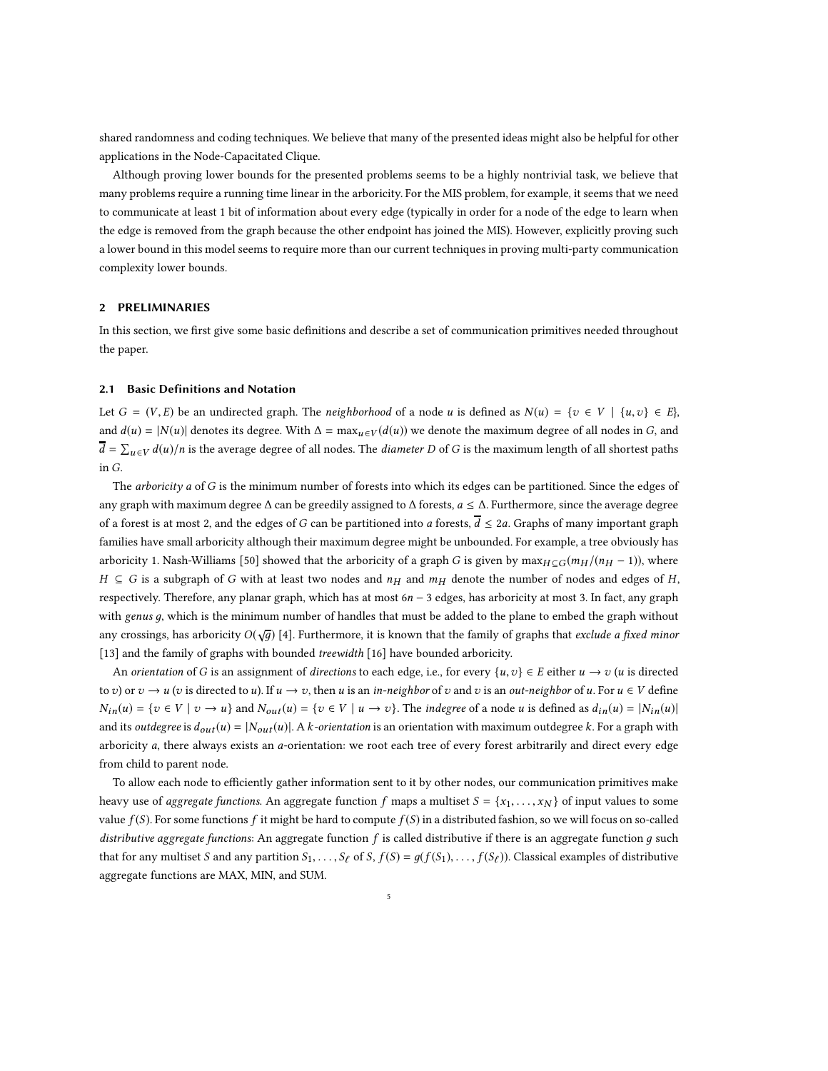shared randomness and coding techniques. We believe that many of the presented ideas might also be helpful for other applications in the Node-Capacitated Clique.

Although proving lower bounds for the presented problems seems to be a highly nontrivial task, we believe that many problems require a running time linear in the arboricity. For the MIS problem, for example, it seems that we need to communicate at least 1 bit of information about every edge (typically in order for a node of the edge to learn when the edge is removed from the graph because the other endpoint has joined the MIS). However, explicitly proving such a lower bound in this model seems to require more than our current techniques in proving multi-party communication complexity lower bounds.

## 2 PRELIMINARIES

In this section, we first give some basic definitions and describe a set of communication primitives needed throughout the paper.

### 2.1 Basic Definitions and Notation

Let $G = (V, E)$ be an undirected graph. The *neighborhood* of a node $u$ is defined as $N(u) = \{v \in V \mid \{u, v\} \in E\}$, and $d(u) = |N(u)|$ denotes its degree. With $\Delta = \max_{u \in V}(d(u))$ we denote the maximum degree of all nodes in $G$, and $\overline{d} = \sum_{u \in V} d(u)/n$ is the average degree of all nodes. The *diameter* $D$ of $G$ is the maximum length of all shortest paths in $G$.

The *arboricity* $a$ of $G$ is the minimum number of forests into which its edges can be partitioned. Since the edges of any graph with maximum degree $\Delta$ can be greedily assigned to $\Delta$ forests, $a \leq \Delta$. Furthermore, since the average degree of a forest is at most 2, and the edges of $G$ can be partitioned into $a$ forests, $\overline{d} \leq 2a$. Graphs of many important graph families have small arboricity although their maximum degree might be unbounded. For example, a tree obviously has arboricity 1. Nash-Williams [50] showed that the arboricity of a graph $G$ is given by $\max_{H \subseteq G}(m_H/(n_H - 1))$, where $H \subseteq G$ is a subgraph of $G$ with at least two nodes and $n_H$ and $m_H$ denote the number of nodes and edges of $H$, respectively. Therefore, any planar graph, which has at most $6n - 3$ edges, has arboricity at most 3. In fact, any graph with *genus* $g$, which is the minimum number of handles that must be added to the plane to embed the graph without any crossings, has arboricity $O(\sqrt{g})$ [4]. Furthermore, it is known that the family of graphs that *exclude a fixed minor* [13] and the family of graphs with bounded *treewidth* [16] have bounded arboricity.

An *orientation* of $G$ is an assignment of *directions* to each edge, i.e., for every $\{u, v\} \in E$ either $u \to v$ ($u$ is directed to $v$) or $v \to u$ ($v$ is directed to $u$). If $u \to v$, then $u$ is an *in-neighbor* of $v$ and $v$ is an *out-neighbor* of $u$. For $u \in V$ define $N_{in}(u) = \{v \in V \mid v \to u\}$ and $N_{out}(u) = \{v \in V \mid u \to v\}$. The *indegree* of a node $u$ is defined as $d_{in}(u) = |N_{in}(u)|$ and its *outdegree* is $d_{out}(u) = |N_{out}(u)|$. A *$k$-orientation* is an orientation with maximum outdegree $k$. For a graph with arboricity $a$, there always exists an $a$-orientation: we root each tree of every forest arbitrarily and direct every edge from child to parent node.

To allow each node to efficiently gather information sent to it by other nodes, our communication primitives make heavy use of *aggregate functions*. An aggregate function $f$ maps a multiset $S = \{x_1, \ldots, x_N\}$ of input values to some value $f(S)$. For some functions $f$ it might be hard to compute $f(S)$ in a distributed fashion, so we will focus on so-called *distributive aggregate functions*: An aggregate function $f$ is called distributive if there is an aggregate function $g$ such that for any multiset $S$ and any partition $S_1, \ldots, S_\ell$ of $S$, $f(S) = g(f(S_1), \ldots, f(S_\ell))$. Classical examples of distributive aggregate functions are MAX, MIN, and SUM.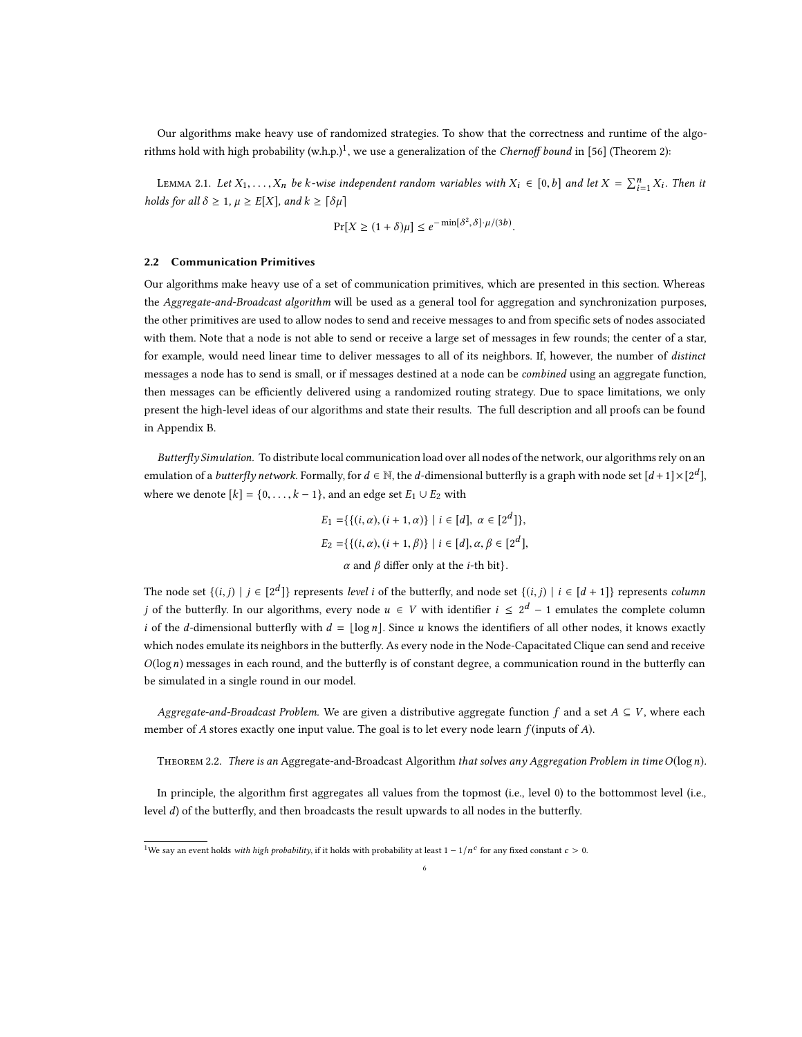Our algorithms make heavy use of randomized strategies. To show that the correctness and runtime of the algorithms hold with high probability (w.h.p.)[1], we use a generalization of the *Chernoff bound* in [56] (Theorem 2):

Lemma 2.1. *Let $X_1, \ldots, X_n$ be $k$-wise independent random variables with $X_i \in [0, b]$ and let $X = \sum_{i=1}^{n} X_i$. Then it holds for all $\delta \geq 1$, $\mu \geq E[X]$, and $k \geq \lceil \delta\mu \rceil$*

$$\Pr[X \geq (1+\delta)\mu] \leq e^{-\min[\delta^2, \delta]\cdot\mu/(3b)}.$$

### 2.2 Communication Primitives

Our algorithms make heavy use of a set of communication primitives, which are presented in this section. Whereas the *Aggregate-and-Broadcast algorithm* will be used as a general tool for aggregation and synchronization purposes, the other primitives are used to allow nodes to send and receive messages to and from specific sets of nodes associated with them. Note that a node is not able to send or receive a large set of messages in few rounds; the center of a star, for example, would need linear time to deliver messages to all of its neighbors. If, however, the number of *distinct* messages a node has to send is small, or if messages destined at a node can be *combined* using an aggregate function, then messages can be efficiently delivered using a randomized routing strategy. Due to space limitations, we only present the high-level ideas of our algorithms and state their results. The full description and all proofs can be found in Appendix B.

*Butterfly Simulation.* To distribute local communication load over all nodes of the network, our algorithms rely on an emulation of a *butterfly network*. Formally, for $d \in \mathbb{N}$, the $d$-dimensional butterfly is a graph with node set $[d+1] \times [2^d]$, where we denote $[k] = \{0, \ldots, k-1\}$, and an edge set $E_1 \cup E_2$ with

$$\begin{aligned} E_1 =& \{\{(i,\alpha),(i+1,\alpha)\} \mid i \in [d],\ \alpha \in [2^d]\}, \\ E_2 =& \{\{(i,\alpha),(i+1,\beta)\} \mid i \in [d], \alpha, \beta \in [2^d], \\ & \alpha \text{ and } \beta \text{ differ only at the } i\text{-th bit}\}. \end{aligned}$$

The node set $\{(i,j) \mid j \in [2^d]\}$ represents *level* $i$ of the butterfly, and node set $\{(i,j) \mid i \in [d+1]\}$ represents *column* $j$ of the butterfly. In our algorithms, every node $u \in V$ with identifier $i \leq 2^d - 1$ emulates the complete column $i$ of the $d$-dimensional butterfly with $d = \lfloor \log n \rfloor$. Since $u$ knows the identifiers of all other nodes, it knows exactly which nodes emulate its neighbors in the butterfly. As every node in the Node-Capacitated Clique can send and receive $O(\log n)$ messages in each round, and the butterfly is of constant degree, a communication round in the butterfly can be simulated in a single round in our model.

*Aggregate-and-Broadcast Problem.* We are given a distributive aggregate function $f$ and a set $A \subseteq V$, where each member of $A$ stores exactly one input value. The goal is to let every node learn $f$(inputs of $A$).

Theorem 2.2. *There is an* Aggregate-and-Broadcast Algorithm *that solves any Aggregation Problem in time $O(\log n)$.*

In principle, the algorithm first aggregates all values from the topmost (i.e., level 0) to the bottommost level (i.e., level $d$) of the butterfly, and then broadcasts the result upwards to all nodes in the butterfly.

[1] We say an event holds *with high probability*, if it holds with probability at least $1 - 1/n^c$ for any fixed constant $c > 0$.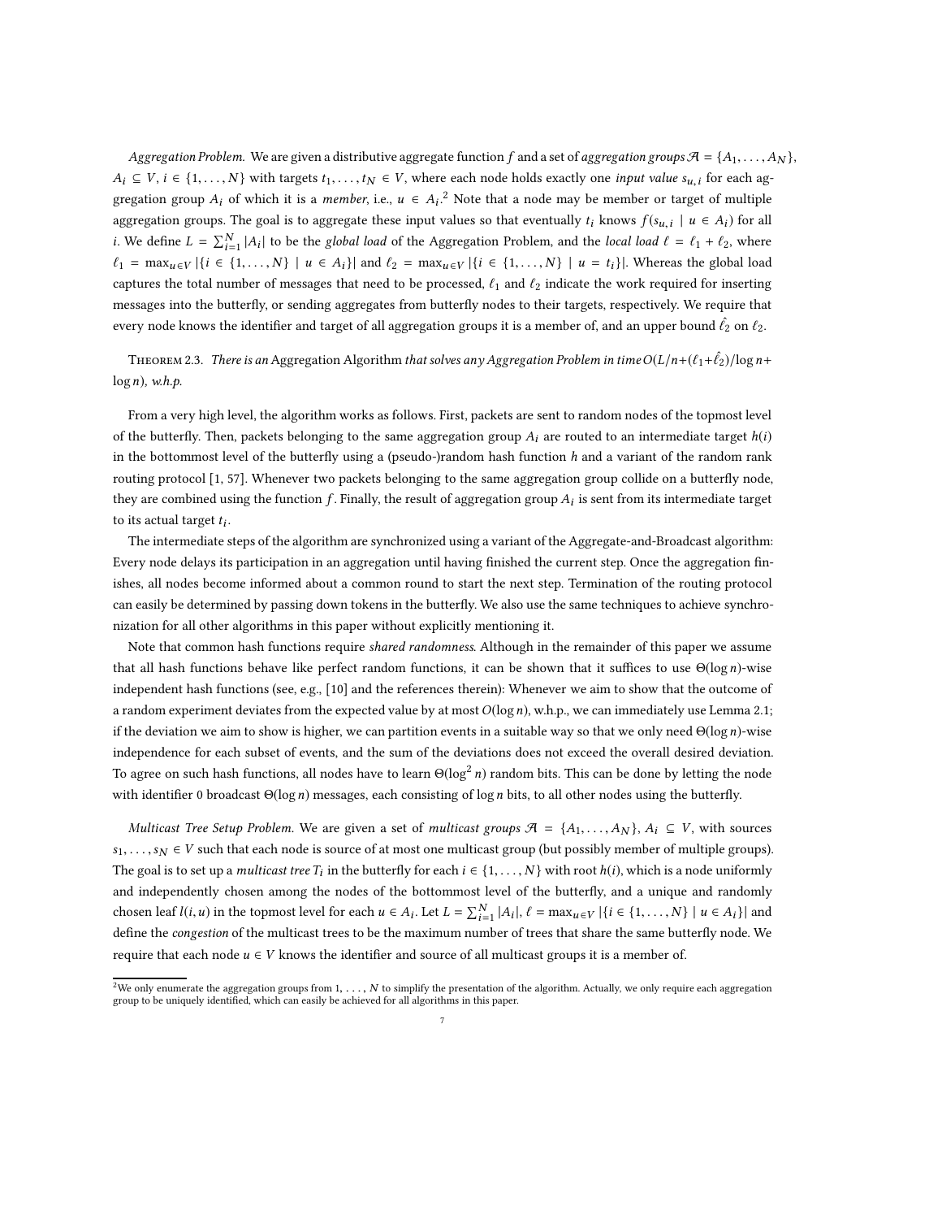*Aggregation Problem.* We are given a distributive aggregate function $f$ and a set of *aggregation groups* $\mathcal{A} = \{A_1, \ldots, A_N\}$, $A_i \subseteq V$, $i \in \{1, \ldots, N\}$ with targets $t_1, \ldots, t_N \in V$, where each node holds exactly one *input value* $s_{u,i}$ for each aggregation group $A_i$ of which it is a *member*, i.e., $u \in A_i$.[2] Note that a node may be member or target of multiple aggregation groups. The goal is to aggregate these input values so that eventually $t_i$ knows $f(s_{u,i} \mid u \in A_i)$ for all $i$. We define $L = \sum_{i=1}^{N} |A_i|$ to be the *global load* of the Aggregation Problem, and the *local load* $\ell = \ell_1 + \ell_2$, where $\ell_1 = \max_{u \in V} |\{i \in \{1, \ldots, N\} \mid u \in A_i\}|$ and $\ell_2 = \max_{u \in V} |\{i \in \{1, \ldots, N\} \mid u = t_i\}|$. Whereas the global load captures the total number of messages that need to be processed, $\ell_1$ and $\ell_2$ indicate the work required for inserting messages into the butterfly, or sending aggregates from butterfly nodes to their targets, respectively. We require that every node knows the identifier and target of all aggregation groups it is a member of, and an upper bound $\hat{\ell}_2$ on $\ell_2$.

Theorem 2.3. *There is an* Aggregation Algorithm *that solves any Aggregation Problem in time $O(L/n + (\ell_1 + \hat{\ell}_2)/\log n + \log n)$, w.h.p.*

From a very high level, the algorithm works as follows. First, packets are sent to random nodes of the topmost level of the butterfly. Then, packets belonging to the same aggregation group $A_i$ are routed to an intermediate target $h(i)$ in the bottommost level of the butterfly using a (pseudo-)random hash function $h$ and a variant of the random rank routing protocol [1, 57]. Whenever two packets belonging to the same aggregation group collide on a butterfly node, they are combined using the function $f$. Finally, the result of aggregation group $A_i$ is sent from its intermediate target to its actual target $t_i$.

The intermediate steps of the algorithm are synchronized using a variant of the Aggregate-and-Broadcast algorithm: Every node delays its participation in an aggregation until having finished the current step. Once the aggregation finishes, all nodes become informed about a common round to start the next step. Termination of the routing protocol can easily be determined by passing down tokens in the butterfly. We also use the same techniques to achieve synchronization for all other algorithms in this paper without explicitly mentioning it.

Note that common hash functions require *shared randomness*. Although in the remainder of this paper we assume that all hash functions behave like perfect random functions, it can be shown that it suffices to use $\Theta(\log n)$-wise independent hash functions (see, e.g., [10] and the references therein): Whenever we aim to show that the outcome of a random experiment deviates from the expected value by at most $O(\log n)$, w.h.p., we can immediately use Lemma 2.1; if the deviation we aim to show is higher, we can partition events in a suitable way so that we only need $\Theta(\log n)$-wise independence for each subset of events, and the sum of the deviations does not exceed the overall desired deviation. To agree on such hash functions, all nodes have to learn $\Theta(\log^2 n)$ random bits. This can be done by letting the node with identifier 0 broadcast $\Theta(\log n)$ messages, each consisting of $\log n$ bits, to all other nodes using the butterfly.

*Multicast Tree Setup Problem.* We are given a set of *multicast groups* $\mathcal{A} = \{A_1, \ldots, A_N\}$, $A_i \subseteq V$, with sources $s_1, \ldots, s_N \in V$ such that each node is source of at most one multicast group (but possibly member of multiple groups). The goal is to set up a *multicast tree* $T_i$ in the butterfly for each $i \in \{1, \ldots, N\}$ with root $h(i)$, which is a node uniformly and independently chosen among the nodes of the bottommost level of the butterfly, and a unique and randomly chosen leaf $l(i, u)$ in the topmost level for each $u \in A_i$. Let $L = \sum_{i=1}^{N} |A_i|$, $\ell = \max_{u \in V} |\{i \in \{1, \ldots, N\} \mid u \in A_i\}|$ and define the *congestion* of the multicast trees to be the maximum number of trees that share the same butterfly node. We require that each node $u \in V$ knows the identifier and source of all multicast groups it is a member of.

[2] We only enumerate the aggregation groups from $1, \ldots, N$ to simplify the presentation of the algorithm. Actually, we only require each aggregation group to be uniquely identified, which can easily be achieved for all algorithms in this paper.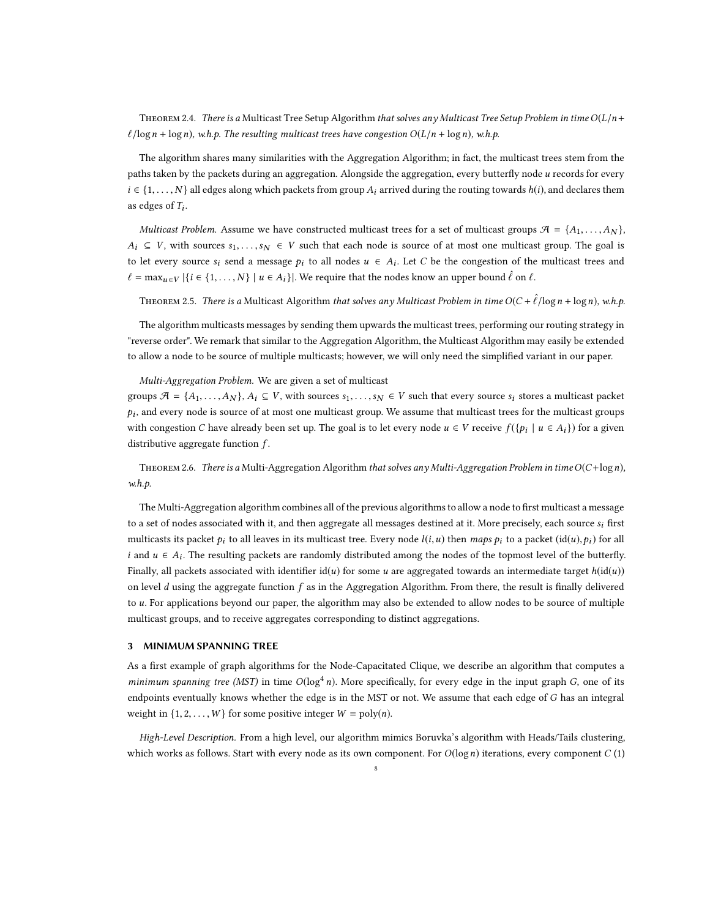Theorem 2.4. *There is a* Multicast Tree Setup Algorithm *that solves any Multicast Tree Setup Problem in time $O(L/n + \ell/\log n + \log n)$, w.h.p. The resulting multicast trees have congestion $O(L/n + \log n)$, w.h.p.*

The algorithm shares many similarities with the Aggregation Algorithm; in fact, the multicast trees stem from the paths taken by the packets during an aggregation. Alongside the aggregation, every butterfly node $u$ records for every $i \in \{1, \ldots, N\}$ all edges along which packets from group $A_i$ arrived during the routing towards $h(i)$, and declares them as edges of $T_i$.

*Multicast Problem.* Assume we have constructed multicast trees for a set of multicast groups $\mathcal{A} = \{A_1, \ldots, A_N\}$, $A_i \subseteq V$, with sources $s_1, \ldots, s_N \in V$ such that each node is source of at most one multicast group. The goal is to let every source $s_i$ send a message $p_i$ to all nodes $u \in A_i$. Let $C$ be the congestion of the multicast trees and $\ell = \max_{u \in V} |\{i \in \{1, \ldots, N\} \mid u \in A_i\}|$. We require that the nodes know an upper bound $\hat{\ell}$ on $\ell$.

Theorem 2.5. *There is a* Multicast Algorithm *that solves any Multicast Problem in time $O(C + \hat{\ell}/\log n + \log n)$, w.h.p.*

The algorithm multicasts messages by sending them upwards the multicast trees, performing our routing strategy in "reverse order". We remark that similar to the Aggregation Algorithm, the Multicast Algorithm may easily be extended to allow a node to be source of multiple multicasts; however, we will only need the simplified variant in our paper.

*Multi-Aggregation Problem.* We are given a set of multicast groups $\mathcal{A} = \{A_1, \ldots, A_N\}$, $A_i \subseteq V$, with sources $s_1, \ldots, s_N \in V$ such that every source $s_i$ stores a multicast packet $p_i$, and every node is source of at most one multicast group. We assume that multicast trees for the multicast groups with congestion $C$ have already been set up. The goal is to let every node $u \in V$ receive $f(\{p_i \mid u \in A_i\})$ for a given distributive aggregate function $f$.

Theorem 2.6. *There is a* Multi-Aggregation Algorithm *that solves any Multi-Aggregation Problem in time $O(C + \log n)$, w.h.p.*

The Multi-Aggregation algorithm combines all of the previous algorithms to allow a node to first multicast a message to a set of nodes associated with it, and then aggregate all messages destined at it. More precisely, each source $s_i$ first multicasts its packet $p_i$ to all leaves in its multicast tree. Every node $l(i, u)$ then *maps* $p_i$ to a packet $(\mathrm{id}(u), p_i)$ for all $i$ and $u \in A_i$. The resulting packets are randomly distributed among the nodes of the topmost level of the butterfly. Finally, all packets associated with identifier $\mathrm{id}(u)$ for some $u$ are aggregated towards an intermediate target $h(\mathrm{id}(u))$ on level $d$ using the aggregate function $f$ as in the Aggregation Algorithm. From there, the result is finally delivered to $u$. For applications beyond our paper, the algorithm may also be extended to allow nodes to be source of multiple multicast groups, and to receive aggregates corresponding to distinct aggregations.

## 3 MINIMUM SPANNING TREE

As a first example of graph algorithms for the Node-Capacitated Clique, we describe an algorithm that computes a *minimum spanning tree (MST)* in time $O(\log^4 n)$. More specifically, for every edge in the input graph $G$, one of its endpoints eventually knows whether the edge is in the MST or not. We assume that each edge of $G$ has an integral weight in $\{1, 2, \ldots, W\}$ for some positive integer $W = \mathrm{poly}(n)$.

*High-Level Description.* From a high level, our algorithm mimics Boruvka's algorithm with Heads/Tails clustering, which works as follows. Start with every node as its own component. For $O(\log n)$ iterations, every component $C$ (1)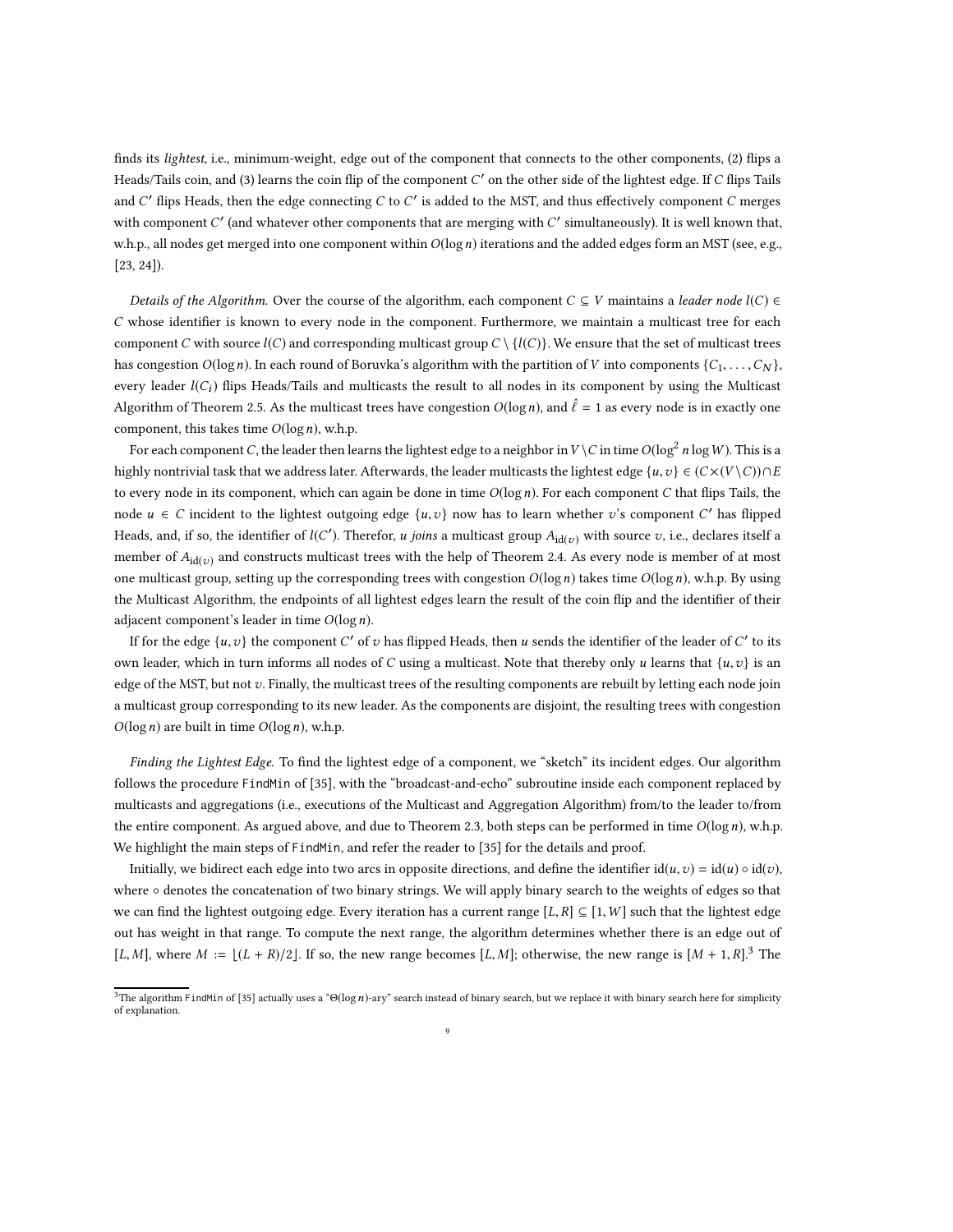finds its *lightest*, i.e., minimum-weight, edge out of the component that connects to the other components, (2) flips a Heads/Tails coin, and (3) learns the coin flip of the component $C'$ on the other side of the lightest edge. If $C$ flips Tails and $C'$ flips Heads, then the edge connecting $C$ to $C'$ is added to the MST, and thus effectively component $C$ merges with component $C'$ (and whatever other components that are merging with $C'$ simultaneously). It is well known that, w.h.p., all nodes get merged into one component within $O(\log n)$ iterations and the added edges form an MST (see, e.g., [23, 24]).

*Details of the Algorithm.* Over the course of the algorithm, each component $C \subseteq V$ maintains a *leader node* $l(C) \in C$ whose identifier is known to every node in the component. Furthermore, we maintain a multicast tree for each component $C$ with source $l(C)$ and corresponding multicast group $C \setminus \{l(C)\}$. We ensure that the set of multicast trees has congestion $O(\log n)$. In each round of Boruvka's algorithm with the partition of $V$ into components $\{C_1, \ldots, C_N\}$, every leader $l(C_i)$ flips Heads/Tails and multicasts the result to all nodes in its component by using the Multicast Algorithm of Theorem 2.5. As the multicast trees have congestion $O(\log n)$, and $\hat{\ell} = 1$ as every node is in exactly one component, this takes time $O(\log n)$, w.h.p.

For each component $C$, the leader then learns the lightest edge to a neighbor in $V \setminus C$ in time $O(\log^2 n \log W)$. This is a highly nontrivial task that we address later. Afterwards, the leader multicasts the lightest edge $\{u, v\} \in (C \times (V \setminus C)) \cap E$ to every node in its component, which can again be done in time $O(\log n)$. For each component $C$ that flips Tails, the node $u \in C$ incident to the lightest outgoing edge $\{u, v\}$ now has to learn whether $v$'s component $C'$ has flipped Heads, and, if so, the identifier of $l(C')$. Therefor, $u$ *joins* a multicast group $A_{\mathrm{id}(v)}$ with source $v$, i.e., declares itself a member of $A_{\mathrm{id}(v)}$ and constructs multicast trees with the help of Theorem 2.4. As every node is member of at most one multicast group, setting up the corresponding trees with congestion $O(\log n)$ takes time $O(\log n)$, w.h.p. By using the Multicast Algorithm, the endpoints of all lightest edges learn the result of the coin flip and the identifier of their adjacent component's leader in time $O(\log n)$.

If for the edge $\{u, v\}$ the component $C'$ of $v$ has flipped Heads, then $u$ sends the identifier of the leader of $C'$ to its own leader, which in turn informs all nodes of $C$ using a multicast. Note that thereby only $u$ learns that $\{u, v\}$ is an edge of the MST, but not $v$. Finally, the multicast trees of the resulting components are rebuilt by letting each node join a multicast group corresponding to its new leader. As the components are disjoint, the resulting trees with congestion $O(\log n)$ are built in time $O(\log n)$, w.h.p.

*Finding the Lightest Edge.* To find the lightest edge of a component, we "sketch" its incident edges. Our algorithm follows the procedure `FindMin` of [35], with the "broadcast-and-echo" subroutine inside each component replaced by multicasts and aggregations (i.e., executions of the Multicast and Aggregation Algorithm) from/to the leader to/from the entire component. As argued above, and due to Theorem 2.3, both steps can be performed in time $O(\log n)$, w.h.p. We highlight the main steps of `FindMin`, and refer the reader to [35] for the details and proof.

Initially, we bidirect each edge into two arcs in opposite directions, and define the identifier $\mathrm{id}(u, v) = \mathrm{id}(u) \circ \mathrm{id}(v)$, where $\circ$ denotes the concatenation of two binary strings. We will apply binary search to the weights of edges so that we can find the lightest outgoing edge. Every iteration has a current range $[L, R] \subseteq [1, W]$ such that the lightest edge out has weight in that range. To compute the next range, the algorithm determines whether there is an edge out of $[L, M]$, where $M := \lfloor (L + R)/2 \rfloor$. If so, the new range becomes $[L, M]$; otherwise, the new range is $[M + 1, R]$.[3] The

[3] The algorithm `FindMin` of [35] actually uses a "$\Theta(\log n)$-ary" search instead of binary search, but we replace it with binary search here for simplicity of explanation.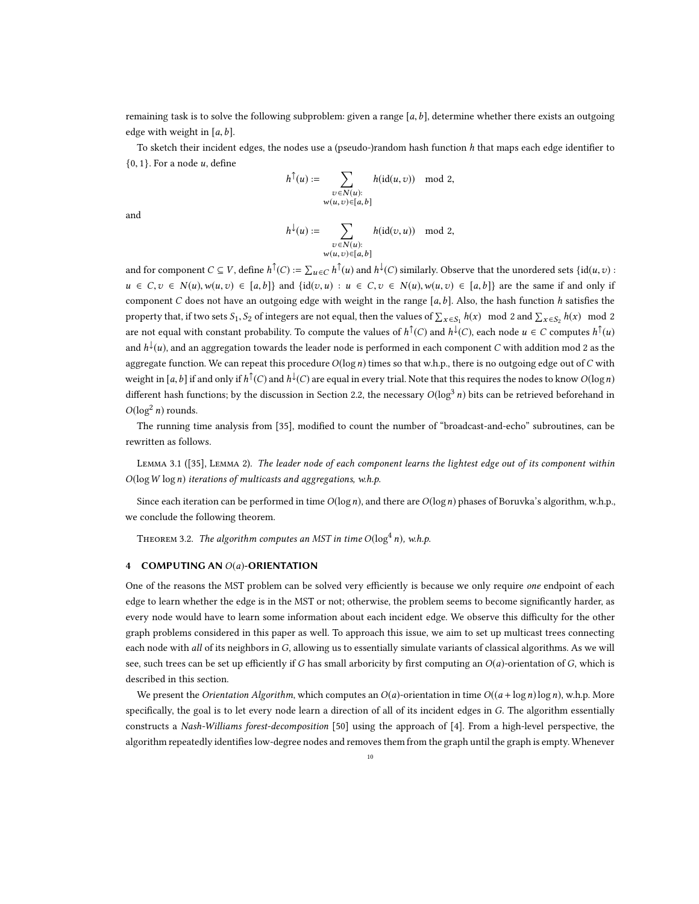remaining task is to solve the following subproblem: given a range $[a, b]$, determine whether there exists an outgoing edge with weight in $[a, b]$.

To sketch their incident edges, the nodes use a (pseudo-)random hash function $h$ that maps each edge identifier to $\{0, 1\}$. For a node $u$, define

$$h^{\uparrow}(u) := \sum_{\substack{v \in N(u): \\ w(u,v) \in [a,b]}} h(\text{id}(u, v)) \mod 2,$$

and

$$h^{\downarrow}(u) := \sum_{\substack{v \in N(u): \\ w(u,v) \in [a,b]}} h(\text{id}(v, u)) \mod 2,$$

and for component $C \subseteq V$, define $h^{\uparrow}(C) := \sum_{u \in C} h^{\uparrow}(u)$ and $h^{\downarrow}(C)$ similarly. Observe that the unordered sets $\{\text{id}(u, v) : u \in C, v \in N(u), w(u, v) \in [a, b]\}$ and $\{\text{id}(v, u) : u \in C, v \in N(u), w(u, v) \in [a, b]\}$ are the same if and only if component $C$ does not have an outgoing edge with weight in the range $[a, b]$. Also, the hash function $h$ satisfies the property that, if two sets $S_1, S_2$ of integers are not equal, then the values of $\sum_{x \in S_1} h(x) \mod 2$ and $\sum_{x \in S_2} h(x) \mod 2$ are not equal with constant probability. To compute the values of $h^{\uparrow}(C)$ and $h^{\downarrow}(C)$, each node $u \in C$ computes $h^{\uparrow}(u)$ and $h^{\downarrow}(u)$, and an aggregation towards the leader node is performed in each component $C$ with addition mod 2 as the aggregate function. We can repeat this procedure $O(\log n)$ times so that w.h.p., there is no outgoing edge out of $C$ with weight in $[a, b]$ if and only if $h^{\uparrow}(C)$ and $h^{\downarrow}(C)$ are equal in every trial. Note that this requires the nodes to know $O(\log n)$ different hash functions; by the discussion in Section 2.2, the necessary $O(\log^3 n)$ bits can be retrieved beforehand in $O(\log^2 n)$ rounds.

The running time analysis from [35], modified to count the number of "broadcast-and-echo" subroutines, can be rewritten as follows.

**Lemma 3.1** ([35], Lemma 2). *The leader node of each component learns the lightest edge out of its component within $O(\log W \log n)$ iterations of multicasts and aggregations, w.h.p.*

Since each iteration can be performed in time $O(\log n)$, and there are $O(\log n)$ phases of Boruvka's algorithm, w.h.p., we conclude the following theorem.

**Theorem 3.2.** *The algorithm computes an MST in time $O(\log^4 n)$, w.h.p.*

## 4 COMPUTING AN $O(a)$-ORIENTATION

One of the reasons the MST problem can be solved very efficiently is because we only require *one* endpoint of each edge to learn whether the edge is in the MST or not; otherwise, the problem seems to become significantly harder, as every node would have to learn some information about each incident edge. We observe this difficulty for the other graph problems considered in this paper as well. To approach this issue, we aim to set up multicast trees connecting each node with *all* of its neighbors in $G$, allowing us to essentially simulate variants of classical algorithms. As we will see, such trees can be set up efficiently if $G$ has small arboricity by first computing an $O(a)$-orientation of $G$, which is described in this section.

We present the *Orientation Algorithm*, which computes an $O(a)$-orientation in time $O((a + \log n) \log n)$, w.h.p. More specifically, the goal is to let every node learn a direction of all of its incident edges in $G$. The algorithm essentially constructs a *Nash-Williams forest-decomposition* [50] using the approach of [4]. From a high-level perspective, the algorithm repeatedly identifies low-degree nodes and removes them from the graph until the graph is empty. Whenever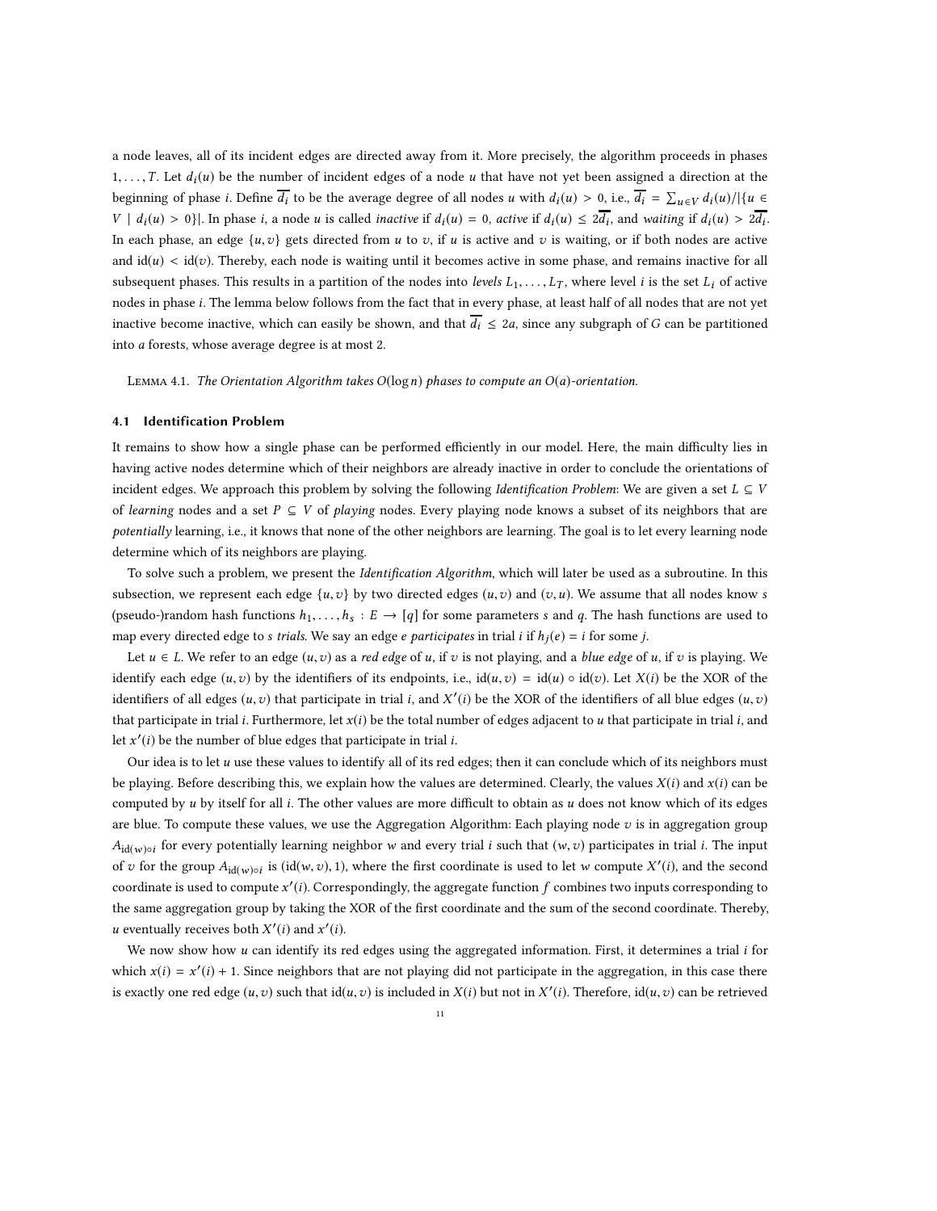a node leaves, all of its incident edges are directed away from it. More precisely, the algorithm proceeds in phases $1, \dots, T$. Let $d_i(u)$ be the number of incident edges of a node $u$ that have not yet been assigned a direction at the beginning of phase $i$. Define $\overline{d_i}$ to be the average degree of all nodes $u$ with $d_i(u) > 0$, i.e., $\overline{d_i} = \sum_{u \in V} d_i(u)/|\{u \in V \mid d_i(u) > 0\}|$. In phase $i$, a node $u$ is called *inactive* if $d_i(u) = 0$, *active* if $d_i(u) \leq 2\overline{d_i}$, and *waiting* if $d_i(u) > 2\overline{d_i}$. In each phase, an edge $\{u, v\}$ gets directed from $u$ to $v$, if $u$ is active and $v$ is waiting, or if both nodes are active and $\text{id}(u) < \text{id}(v)$. Thereby, each node is waiting until it becomes active in some phase, and remains inactive for all subsequent phases. This results in a partition of the nodes into *levels* $L_1, \dots, L_T$, where level $i$ is the set $L_i$ of active nodes in phase $i$. The lemma below follows from the fact that in every phase, at least half of all nodes that are not yet inactive become inactive, which can easily be shown, and that $\overline{d_i} \leq 2a$, since any subgraph of $G$ can be partitioned into $a$ forests, whose average degree is at most 2.

Lemma 4.1. *The Orientation Algorithm takes $O(\log n)$ phases to compute an $O(a)$-orientation.*

## 4.1 Identification Problem

It remains to show how a single phase can be performed efficiently in our model. Here, the main difficulty lies in having active nodes determine which of their neighbors are already inactive in order to conclude the orientations of incident edges. We approach this problem by solving the following *Identification Problem*: We are given a set $L \subseteq V$ of *learning* nodes and a set $P \subseteq V$ of *playing* nodes. Every playing node knows a subset of its neighbors that are *potentially* learning, i.e., it knows that none of the other neighbors are learning. The goal is to let every learning node determine which of its neighbors are playing.

To solve such a problem, we present the *Identification Algorithm*, which will later be used as a subroutine. In this subsection, we represent each edge $\{u, v\}$ by two directed edges $(u, v)$ and $(v, u)$. We assume that all nodes know $s$ (pseudo-)random hash functions $h_1, \dots, h_s : E \to [q]$ for some parameters $s$ and $q$. The hash functions are used to map every directed edge to $s$ *trials*. We say an edge $e$ *participates* in trial $i$ if $h_j(e) = i$ for some $j$.

Let $u \in L$. We refer to an edge $(u, v)$ as a *red edge* of $u$, if $v$ is not playing, and a *blue edge* of $u$, if $v$ is playing. We identify each edge $(u, v)$ by the identifiers of its endpoints, i.e., $\text{id}(u, v) = \text{id}(u) \circ \text{id}(v)$. Let $X(i)$ be the XOR of the identifiers of all edges $(u, v)$ that participate in trial $i$, and $X'(i)$ be the XOR of the identifiers of all blue edges $(u, v)$ that participate in trial $i$. Furthermore, let $x(i)$ be the total number of edges adjacent to $u$ that participate in trial $i$, and let $x'(i)$ be the number of blue edges that participate in trial $i$.

Our idea is to let $u$ use these values to identify all of its red edges; then it can conclude which of its neighbors must be playing. Before describing this, we explain how the values are determined. Clearly, the values $X(i)$ and $x(i)$ can be computed by $u$ by itself for all $i$. The other values are more difficult to obtain as $u$ does not know which of its edges are blue. To compute these values, we use the Aggregation Algorithm: Each playing node $v$ is in aggregation group $A_{\text{id}(w) \circ i}$ for every potentially learning neighbor $w$ and every trial $i$ such that $(w, v)$ participates in trial $i$. The input of $v$ for the group $A_{\text{id}(w) \circ i}$ is $(\text{id}(w, v), 1)$, where the first coordinate is used to let $w$ compute $X'(i)$, and the second coordinate is used to compute $x'(i)$. Correspondingly, the aggregate function $f$ combines two inputs corresponding to the same aggregation group by taking the XOR of the first coordinate and the sum of the second coordinate. Thereby, $u$ eventually receives both $X'(i)$ and $x'(i)$.

We now show how $u$ can identify its red edges using the aggregated information. First, it determines a trial $i$ for which $x(i) = x'(i) + 1$. Since neighbors that are not playing did not participate in the aggregation, in this case there is exactly one red edge $(u, v)$ such that $\text{id}(u, v)$ is included in $X(i)$ but not in $X'(i)$. Therefore, $\text{id}(u, v)$ can be retrieved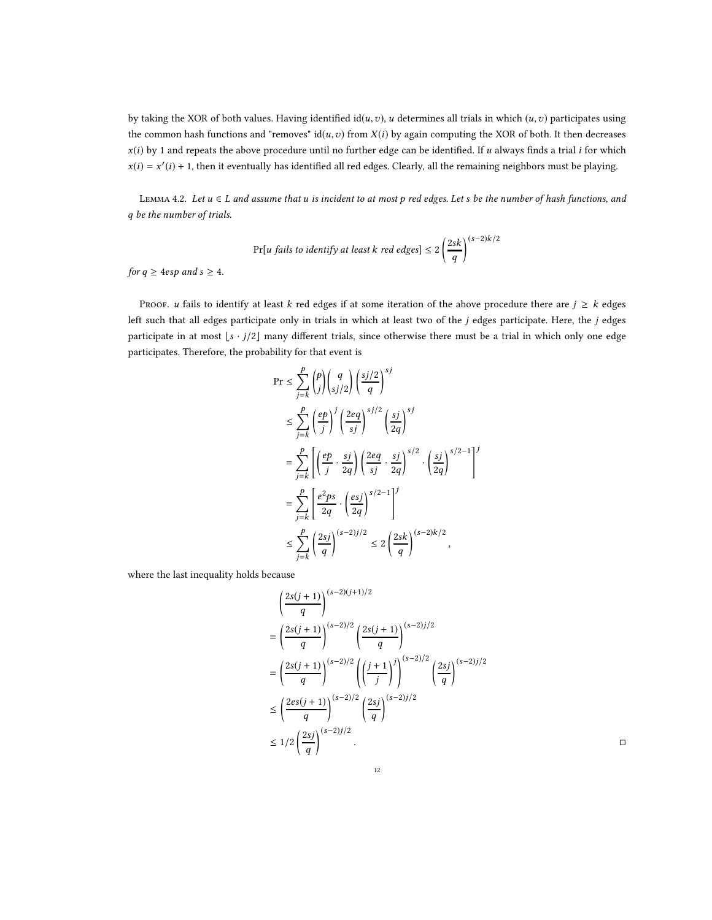by taking the XOR of both values. Having identified id$(u,v)$, $u$ determines all trials in which $(u,v)$ participates using the common hash functions and "removes" id$(u,v)$ from $X(i)$ by again computing the XOR of both. It then decreases $x(i)$ by 1 and repeats the above procedure until no further edge can be identified. If $u$ always finds a trial $i$ for which $x(i) = x'(i) + 1$, then it eventually has identified all red edges. Clearly, all the remaining neighbors must be playing.

Lemma 4.2. *Let $u \in L$ and assume that $u$ is incident to at most $p$ red edges. Let $s$ be the number of hash functions, and $q$ be the number of trials.*

$$\Pr[u \textit{ fails to identify at least } k \textit{ red edges}] \leq 2\left(\frac{2sk}{q}\right)^{(s-2)k/2}$$

*for $q \geq 4esp$ and $s \geq 4$.*

Proof. $u$ fails to identify at least $k$ red edges if at some iteration of the above procedure there are $j \geq k$ edges left such that all edges participate only in trials in which at least two of the $j$ edges participate. Here, the $j$ edges participate in at most $\lfloor s \cdot j/2 \rfloor$ many different trials, since otherwise there must be a trial in which only one edge participates. Therefore, the probability for that event is

$$
\begin{aligned}
\Pr &\leq \sum_{j=k}^{p} \binom{p}{j}\binom{q}{sj/2}\left(\frac{sj/2}{q}\right)^{sj} \\
&\leq \sum_{j=k}^{p} \left(\frac{ep}{j}\right)^{j}\left(\frac{2eq}{sj}\right)^{sj/2}\left(\frac{sj}{2q}\right)^{sj} \\
&= \sum_{j=k}^{p} \left[\left(\frac{ep}{j}\cdot\frac{sj}{2q}\right)\left(\frac{2eq}{sj}\cdot\frac{sj}{2q}\right)^{s/2}\cdot\left(\frac{sj}{2q}\right)^{s/2-1}\right]^{j} \\
&= \sum_{j=k}^{p} \left[\frac{e^2ps}{2q}\cdot\left(\frac{esj}{2q}\right)^{s/2-1}\right]^{j} \\
&\leq \sum_{j=k}^{p} \left(\frac{2sj}{q}\right)^{(s-2)j/2} \leq 2\left(\frac{2sk}{q}\right)^{(s-2)k/2},
\end{aligned}
$$

where the last inequality holds because

$$
\begin{aligned}
&\left(\frac{2s(j+1)}{q}\right)^{(s-2)(j+1)/2} \\
= &\left(\frac{2s(j+1)}{q}\right)^{(s-2)/2}\left(\frac{2s(j+1)}{q}\right)^{(s-2)j/2} \\
= &\left(\frac{2s(j+1)}{q}\right)^{(s-2)/2}\left(\left(\frac{j+1}{j}\right)^{j}\right)^{(s-2)/2}\left(\frac{2sj}{q}\right)^{(s-2)j/2} \\
\leq &\left(\frac{2es(j+1)}{q}\right)^{(s-2)/2}\left(\frac{2sj}{q}\right)^{(s-2)j/2} \\
\leq &\ 1/2\left(\frac{2sj}{q}\right)^{(s-2)j/2}.
\end{aligned}
$$

□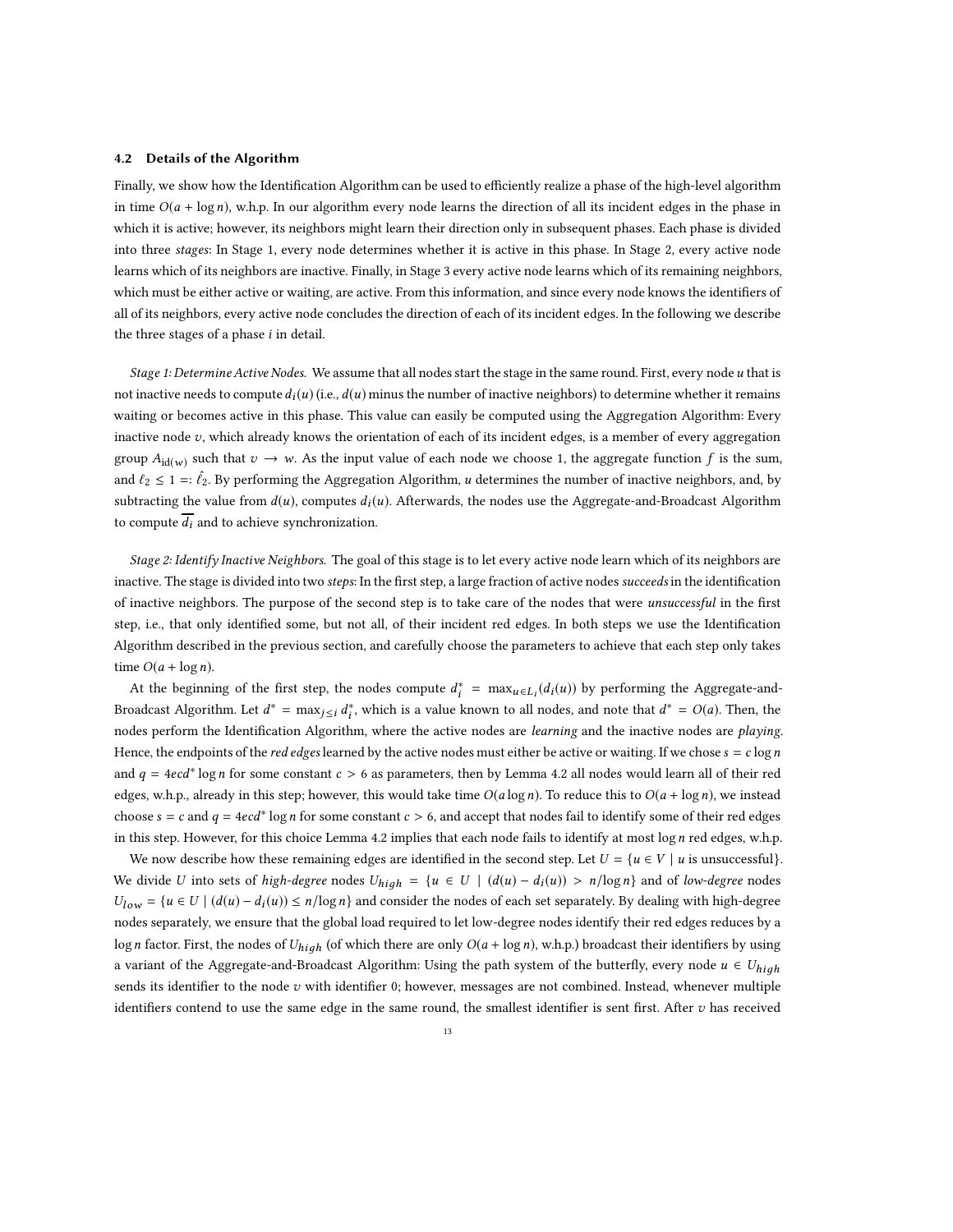### 4.2 Details of the Algorithm

Finally, we show how the Identification Algorithm can be used to efficiently realize a phase of the high-level algorithm in time $O(a + \log n)$, w.h.p. In our algorithm every node learns the direction of all its incident edges in the phase in which it is active; however, its neighbors might learn their direction only in subsequent phases. Each phase is divided into three *stages*: In Stage 1, every node determines whether it is active in this phase. In Stage 2, every active node learns which of its neighbors are inactive. Finally, in Stage 3 every active node learns which of its remaining neighbors, which must be either active or waiting, are active. From this information, and since every node knows the identifiers of all of its neighbors, every active node concludes the direction of each of its incident edges. In the following we describe the three stages of a phase $i$ in detail.

*Stage 1: Determine Active Nodes.* We assume that all nodes start the stage in the same round. First, every node $u$ that is not inactive needs to compute $d_i(u)$ (i.e., $d(u)$ minus the number of inactive neighbors) to determine whether it remains waiting or becomes active in this phase. This value can easily be computed using the Aggregation Algorithm: Every inactive node $v$, which already knows the orientation of each of its incident edges, is a member of every aggregation group $A_{\text{id}(w)}$ such that $v \to w$. As the input value of each node we choose 1, the aggregate function $f$ is the sum, and $\ell_2 \leq 1 =: \hat{\ell}_2$. By performing the Aggregation Algorithm, $u$ determines the number of inactive neighbors, and, by subtracting the value from $d(u)$, computes $d_i(u)$. Afterwards, the nodes use the Aggregate-and-Broadcast Algorithm to compute $\overline{d_i}$ and to achieve synchronization.

*Stage 2: Identify Inactive Neighbors.* The goal of this stage is to let every active node learn which of its neighbors are inactive. The stage is divided into two *steps*: In the first step, a large fraction of active nodes *succeeds* in the identification of inactive neighbors. The purpose of the second step is to take care of the nodes that were *unsuccessful* in the first step, i.e., that only identified some, but not all, of their incident red edges. In both steps we use the Identification Algorithm described in the previous section, and carefully choose the parameters to achieve that each step only takes time $O(a + \log n)$.

At the beginning of the first step, the nodes compute $d_i^* = \max_{u \in L_i}(d_i(u))$ by performing the Aggregate-and-Broadcast Algorithm. Let $d^* = \max_{j \leq i} d_i^*$, which is a value known to all nodes, and note that $d^* = O(a)$. Then, the nodes perform the Identification Algorithm, where the active nodes are *learning* and the inactive nodes are *playing*. Hence, the endpoints of the *red edges* learned by the active nodes must either be active or waiting. If we chose $s = c \log n$ and $q = 4ecd^* \log n$ for some constant $c > 6$ as parameters, then by Lemma 4.2 all nodes would learn all of their red edges, w.h.p., already in this step; however, this would take time $O(a \log n)$. To reduce this to $O(a + \log n)$, we instead choose $s = c$ and $q = 4ecd^* \log n$ for some constant $c > 6$, and accept that nodes fail to identify some of their red edges in this step. However, for this choice Lemma 4.2 implies that each node fails to identify at most $\log n$ red edges, w.h.p.

We now describe how these remaining edges are identified in the second step. Let $U = \{u \in V \mid u \text{ is unsuccessful}\}$. We divide $U$ into sets of *high-degree* nodes $U_{high} = \{u \in U \mid (d(u) - d_i(u)) > n/\log n\}$ and of *low-degree* nodes $U_{low} = \{u \in U \mid (d(u) - d_i(u)) \leq n/\log n\}$ and consider the nodes of each set separately. By dealing with high-degree nodes separately, we ensure that the global load required to let low-degree nodes identify their red edges reduces by a $\log n$ factor. First, the nodes of $U_{high}$ (of which there are only $O(a + \log n)$, w.h.p.) broadcast their identifiers by using a variant of the Aggregate-and-Broadcast Algorithm: Using the path system of the butterfly, every node $u \in U_{high}$ sends its identifier to the node $v$ with identifier 0; however, messages are not combined. Instead, whenever multiple identifiers contend to use the same edge in the same round, the smallest identifier is sent first. After $v$ has received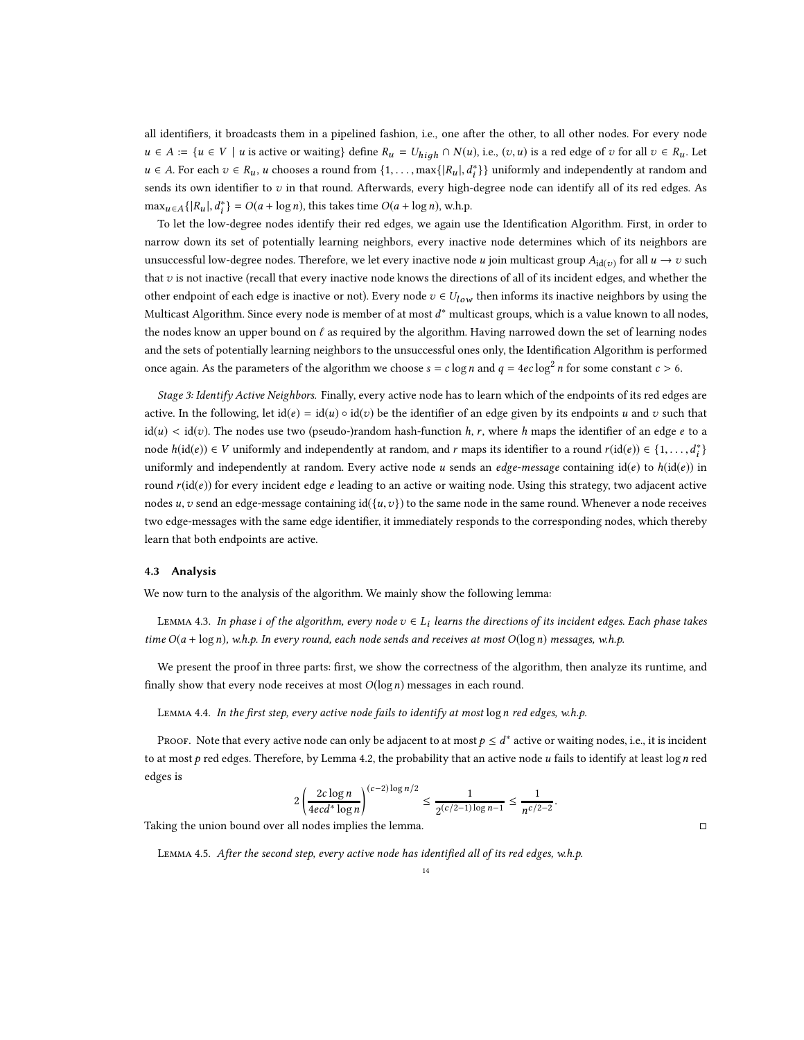all identifiers, it broadcasts them in a pipelined fashion, i.e., one after the other, to all other nodes. For every node $u \in A := \{u \in V \mid u \text{ is active or waiting}\}$ define $R_u = U_{high} \cap N(u)$, i.e., $(v, u)$ is a red edge of $v$ for all $v \in R_u$. Let $u \in A$. For each $v \in R_u$, $u$ chooses a round from $\{1, \ldots, \max\{|R_u|, d_i^*\}\}$ uniformly and independently at random and sends its own identifier to $v$ in that round. Afterwards, every high-degree node can identify all of its red edges. As $\max_{u \in A}\{|R_u|, d_i^*\} = O(a + \log n)$, this takes time $O(a + \log n)$, w.h.p.

To let the low-degree nodes identify their red edges, we again use the Identification Algorithm. First, in order to narrow down its set of potentially learning neighbors, every inactive node determines which of its neighbors are unsuccessful low-degree nodes. Therefore, we let every inactive node $u$ join multicast group $A_{\text{id}(v)}$ for all $u \to v$ such that $v$ is not inactive (recall that every inactive node knows the directions of all of its incident edges, and whether the other endpoint of each edge is inactive or not). Every node $v \in U_{low}$ then informs its inactive neighbors by using the Multicast Algorithm. Since every node is member of at most $d^*$ multicast groups, which is a value known to all nodes, the nodes know an upper bound on $\ell$ as required by the algorithm. Having narrowed down the set of learning nodes and the sets of potentially learning neighbors to the unsuccessful ones only, the Identification Algorithm is performed once again. As the parameters of the algorithm we choose $s = c \log n$ and $q = 4ec \log^2 n$ for some constant $c > 6$.

*Stage 3: Identify Active Neighbors.* Finally, every active node has to learn which of the endpoints of its red edges are active. In the following, let $\text{id}(e) = \text{id}(u) \circ \text{id}(v)$ be the identifier of an edge given by its endpoints $u$ and $v$ such that $\text{id}(u) < \text{id}(v)$. The nodes use two (pseudo-)random hash-function $h$, $r$, where $h$ maps the identifier of an edge $e$ to a node $h(\text{id}(e)) \in V$ uniformly and independently at random, and $r$ maps its identifier to a round $r(\text{id}(e)) \in \{1, \ldots, d_i^*\}$ uniformly and independently at random. Every active node $u$ sends an *edge-message* containing $\text{id}(e)$ to $h(\text{id}(e))$ in round $r(\text{id}(e))$ for every incident edge $e$ leading to an active or waiting node. Using this strategy, two adjacent active nodes $u, v$ send an edge-message containing $\text{id}(\{u, v\})$ to the same node in the same round. Whenever a node receives two edge-messages with the same edge identifier, it immediately responds to the corresponding nodes, which thereby learn that both endpoints are active.

### 4.3 Analysis

We now turn to the analysis of the algorithm. We mainly show the following lemma:

Lemma 4.3. *In phase $i$ of the algorithm, every node $v \in L_i$ learns the directions of its incident edges. Each phase takes time $O(a + \log n)$, w.h.p. In every round, each node sends and receives at most $O(\log n)$ messages, w.h.p.*

We present the proof in three parts: first, we show the correctness of the algorithm, then analyze its runtime, and finally show that every node receives at most $O(\log n)$ messages in each round.

Lemma 4.4. *In the first step, every active node fails to identify at most $\log n$ red edges, w.h.p.*

Proof. Note that every active node can only be adjacent to at most $p \leq d^*$ active or waiting nodes, i.e., it is incident to at most $p$ red edges. Therefore, by Lemma 4.2, the probability that an active node $u$ fails to identify at least $\log n$ red edges is

$$2 \left( \frac{2c \log n}{4ecd^* \log n} \right)^{(c-2)\log n / 2} \leq \frac{1}{2^{(c/2-1)\log n - 1}} \leq \frac{1}{n^{c/2-2}}.$$

Taking the union bound over all nodes implies the lemma. ◻

Lemma 4.5. *After the second step, every active node has identified all of its red edges, w.h.p.*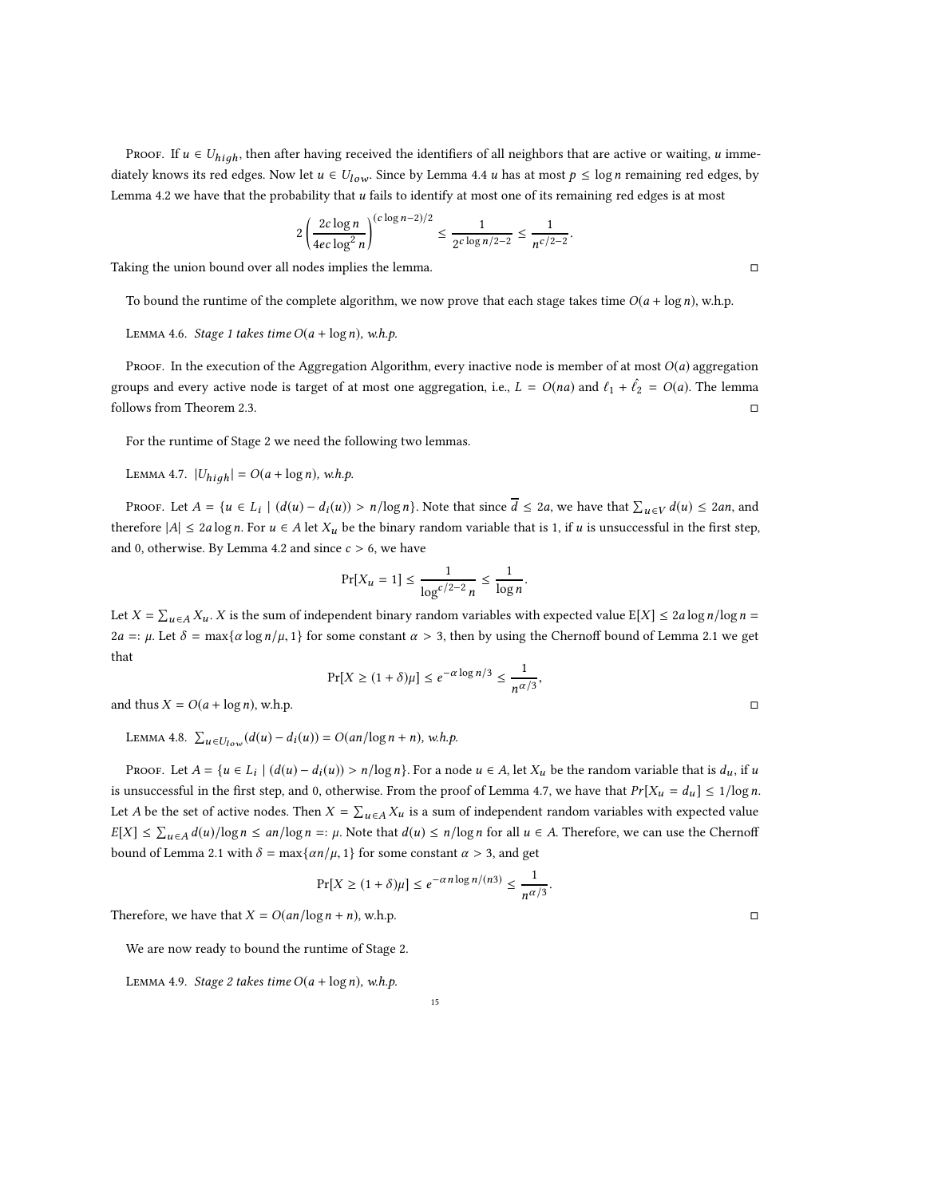Proof. If $u \in U_{high}$, then after having received the identifiers of all neighbors that are active or waiting, $u$ immediately knows its red edges. Now let $u \in U_{low}$. Since by Lemma 4.4 $u$ has at most $p \leq \log n$ remaining red edges, by Lemma 4.2 we have that the probability that $u$ fails to identify at most one of its remaining red edges is at most

$$2\left(\frac{2c\log n}{4ec\log^2 n}\right)^{(c\log n-2)/2} \leq \frac{1}{2^{c\log n/2-2}} \leq \frac{1}{n^{c/2-2}}.$$

Taking the union bound over all nodes implies the lemma. □

To bound the runtime of the complete algorithm, we now prove that each stage takes time $O(a + \log n)$, w.h.p.

Lemma 4.6. *Stage 1 takes time $O(a + \log n)$, w.h.p.*

Proof. In the execution of the Aggregation Algorithm, every inactive node is member of at most $O(a)$ aggregation groups and every active node is target of at most one aggregation, i.e., $L = O(na)$ and $\ell_1 + \hat{\ell}_2 = O(a)$. The lemma follows from Theorem 2.3. □

For the runtime of Stage 2 we need the following two lemmas.

Lemma 4.7. *$|U_{high}| = O(a + \log n)$, w.h.p.*

Proof. Let $A = \{u \in L_i \mid (d(u) - d_i(u)) > n/\log n\}$. Note that since $\overline{d} \leq 2a$, we have that $\sum_{u \in V} d(u) \leq 2an$, and therefore $|A| \leq 2a\log n$. For $u \in A$ let $X_u$ be the binary random variable that is 1, if $u$ is unsuccessful in the first step, and 0, otherwise. By Lemma 4.2 and since $c > 6$, we have

$$\Pr[X_u = 1] \leq \frac{1}{\log^{c/2-2} n} \leq \frac{1}{\log n}.$$

Let $X = \sum_{u \in A} X_u$. $X$ is the sum of independent binary random variables with expected value $\mathrm{E}[X] \leq 2a\log n/\log n = 2a =: \mu$. Let $\delta = \max\{\alpha\log n/\mu, 1\}$ for some constant $\alpha > 3$, then by using the Chernoff bound of Lemma 2.1 we get that

$$\Pr[X \geq (1+\delta)\mu] \leq e^{-\alpha\log n/3} \leq \frac{1}{n^{\alpha/3}},$$

and thus $X = O(a + \log n)$, w.h.p. □

Lemma 4.8. *$\sum_{u \in U_{low}}(d(u) - d_i(u)) = O(an/\log n + n)$, w.h.p.*

Proof. Let $A = \{u \in L_i \mid (d(u) - d_i(u)) > n/\log n\}$. For a node $u \in A$, let $X_u$ be the random variable that is $d_u$, if $u$ is unsuccessful in the first step, and 0, otherwise. From the proof of Lemma 4.7, we have that $Pr[X_u = d_u] \leq 1/\log n$. Let $A$ be the set of active nodes. Then $X = \sum_{u \in A} X_u$ is a sum of independent random variables with expected value $E[X] \leq \sum_{u \in A} d(u)/\log n \leq an/\log n =: \mu$. Note that $d(u) \leq n/\log n$ for all $u \in A$. Therefore, we can use the Chernoff bound of Lemma 2.1 with $\delta = \max\{\alpha n/\mu, 1\}$ for some constant $\alpha > 3$, and get

$$\Pr[X \geq (1+\delta)\mu] \leq e^{-\alpha n\log n/(n3)} \leq \frac{1}{n^{\alpha/3}}.$$

Therefore, we have that $X = O(an/\log n + n)$, w.h.p. □

We are now ready to bound the runtime of Stage 2.

Lemma 4.9. *Stage 2 takes time $O(a + \log n)$, w.h.p.*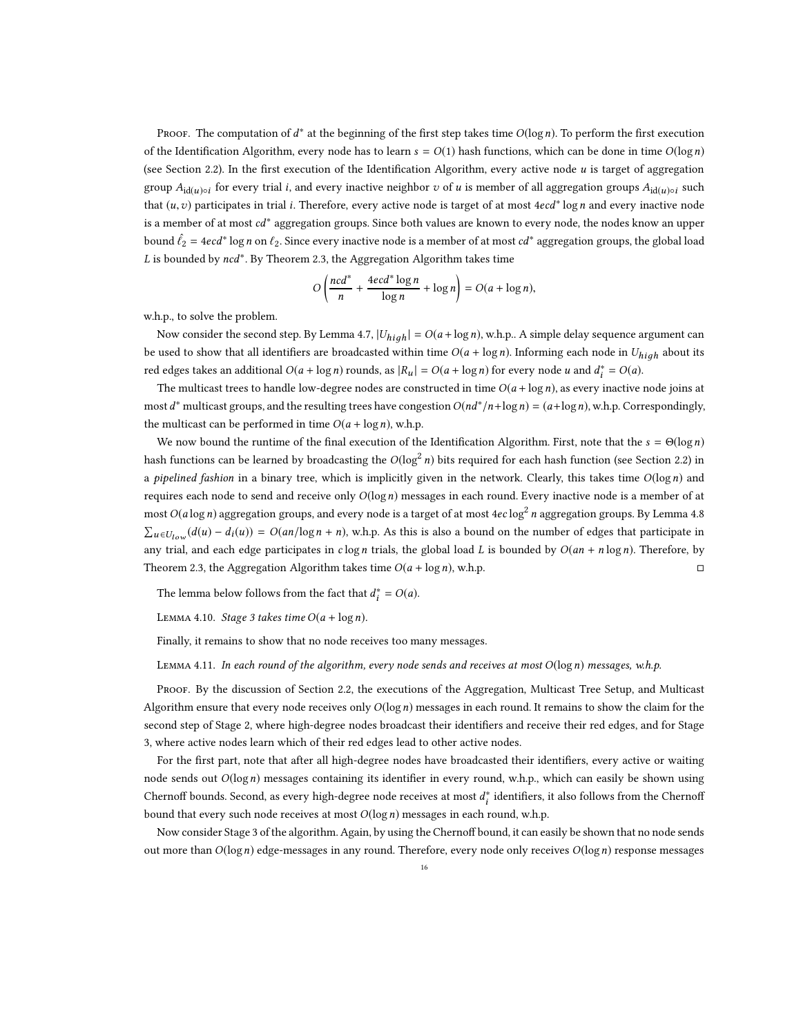Proof. The computation of $d^*$ at the beginning of the first step takes time $O(\log n)$. To perform the first execution of the Identification Algorithm, every node has to learn $s = O(1)$ hash functions, which can be done in time $O(\log n)$ (see Section 2.2). In the first execution of the Identification Algorithm, every active node $u$ is target of aggregation group $A_{\text{id}(u)\circ i}$ for every trial $i$, and every inactive neighbor $v$ of $u$ is member of all aggregation groups $A_{\text{id}(u)\circ i}$ such that $(u, v)$ participates in trial $i$. Therefore, every active node is target of at most $4ecd^* \log n$ and every inactive node is a member of at most $cd^*$ aggregation groups. Since both values are known to every node, the nodes know an upper bound $\hat{\ell}_2 = 4ecd^* \log n$ on $\ell_2$. Since every inactive node is a member of at most $cd^*$ aggregation groups, the global load $L$ is bounded by $ncd^*$. By Theorem 2.3, the Aggregation Algorithm takes time

$$O\left(\frac{ncd^*}{n} + \frac{4ecd^* \log n}{\log n} + \log n\right) = O(a + \log n),$$

w.h.p., to solve the problem.

Now consider the second step. By Lemma 4.7, $|U_{high}| = O(a + \log n)$, w.h.p.. A simple delay sequence argument can be used to show that all identifiers are broadcasted within time $O(a + \log n)$. Informing each node in $U_{high}$ about its red edges takes an additional $O(a + \log n)$ rounds, as $|R_u| = O(a + \log n)$ for every node $u$ and $d_i^* = O(a)$.

The multicast trees to handle low-degree nodes are constructed in time $O(a + \log n)$, as every inactive node joins at most $d^*$ multicast groups, and the resulting trees have congestion $O(nd^*/n + \log n) = (a + \log n)$, w.h.p. Correspondingly, the multicast can be performed in time $O(a + \log n)$, w.h.p.

We now bound the runtime of the final execution of the Identification Algorithm. First, note that the $s = \Theta(\log n)$ hash functions can be learned by broadcasting the $O(\log^2 n)$ bits required for each hash function (see Section 2.2) in a *pipelined fashion* in a binary tree, which is implicitly given in the network. Clearly, this takes time $O(\log n)$ and requires each node to send and receive only $O(\log n)$ messages in each round. Every inactive node is a member of at most $O(a \log n)$ aggregation groups, and every node is a target of at most $4ec \log^2 n$ aggregation groups. By Lemma 4.8 $\sum_{u \in U_{low}} (d(u) - d_i(u)) = O(an/\log n + n)$, w.h.p. As this is also a bound on the number of edges that participate in any trial, and each edge participates in $c \log n$ trials, the global load $L$ is bounded by $O(an + n \log n)$. Therefore, by Theorem 2.3, the Aggregation Algorithm takes time $O(a + \log n)$, w.h.p. □

The lemma below follows from the fact that $d_i^* = O(a)$.

Lemma 4.10. *Stage 3 takes time $O(a + \log n)$.*

Finally, it remains to show that no node receives too many messages.

Lemma 4.11. *In each round of the algorithm, every node sends and receives at most $O(\log n)$ messages, w.h.p.*

Proof. By the discussion of Section 2.2, the executions of the Aggregation, Multicast Tree Setup, and Multicast Algorithm ensure that every node receives only $O(\log n)$ messages in each round. It remains to show the claim for the second step of Stage 2, where high-degree nodes broadcast their identifiers and receive their red edges, and for Stage 3, where active nodes learn which of their red edges lead to other active nodes.

For the first part, note that after all high-degree nodes have broadcasted their identifiers, every active or waiting node sends out $O(\log n)$ messages containing its identifier in every round, w.h.p., which can easily be shown using Chernoff bounds. Second, as every high-degree node receives at most $d_i^*$ identifiers, it also follows from the Chernoff bound that every such node receives at most $O(\log n)$ messages in each round, w.h.p.

Now consider Stage 3 of the algorithm. Again, by using the Chernoff bound, it can easily be shown that no node sends out more than $O(\log n)$ edge-messages in any round. Therefore, every node only receives $O(\log n)$ response messages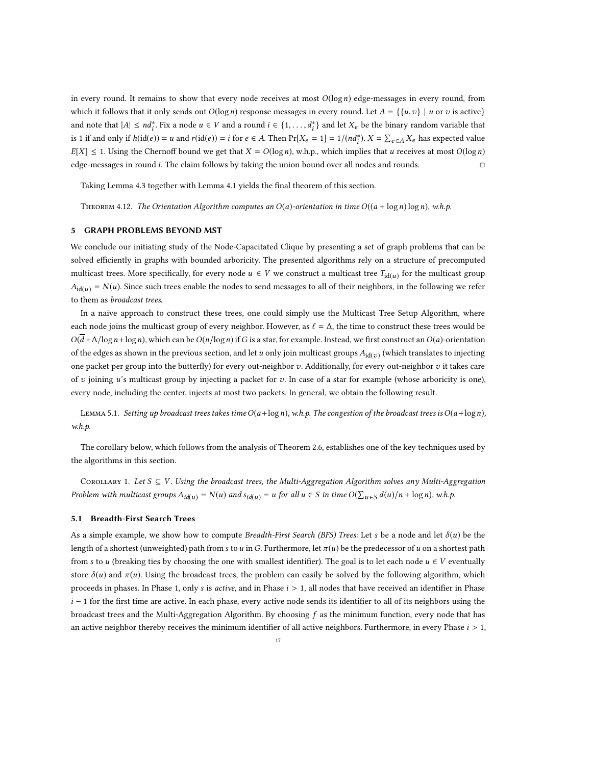in every round. It remains to show that every node receives at most $O(\log n)$ edge-messages in every round, from which it follows that it only sends out $O(\log n)$ response messages in every round. Let $A = \{\{u, v\} \mid u \text{ or } v \text{ is active}\}$ and note that $|A| \leq nd_i^*$. Fix a node $u \in V$ and a round $i \in \{1, \ldots, d_i^*\}$ and let $X_e$ be the binary random variable that is 1 if and only if $h(\text{id}(e)) = u$ and $r(\text{id}(e)) = i$ for $e \in A$. Then $\Pr[X_e = 1] = 1/(nd_i^*)$. $X = \sum_{e \in A} X_e$ has expected value $E[X] \leq 1$. Using the Chernoff bound we get that $X = O(\log n)$, w.h.p., which implies that $u$ receives at most $O(\log n)$ edge-messages in round $i$. The claim follows by taking the union bound over all nodes and rounds. ◻

Taking Lemma 4.3 together with Lemma 4.1 yields the final theorem of this section.

Theorem 4.12. *The Orientation Algorithm computes an $O(a)$-orientation in time $O((a + \log n) \log n)$, w.h.p.*

## 5 GRAPH PROBLEMS BEYOND MST

We conclude our initiating study of the Node-Capacitated Clique by presenting a set of graph problems that can be solved efficiently in graphs with bounded arboricity. The presented algorithms rely on a structure of precomputed multicast trees. More specifically, for every node $u \in V$ we construct a multicast tree $T_{\text{id}(u)}$ for the multicast group $A_{\text{id}(u)} = N(u)$. Since such trees enable the nodes to send messages to all of their neighbors, in the following we refer to them as *broadcast trees*.

In a naive approach to construct these trees, one could simply use the Multicast Tree Setup Algorithm, where each node joins the multicast group of every neighbor. However, as $\ell = \Delta$, the time to construct these trees would be $O(\overline{d} + \Delta/\log n + \log n)$, which can be $O(n/\log n)$ if $G$ is a star, for example. Instead, we first construct an $O(a)$-orientation of the edges as shown in the previous section, and let $u$ only join multicast groups $A_{\text{id}(v)}$ (which translates to injecting one packet per group into the butterfly) for every out-neighbor $v$. Additionally, for every out-neighbor $v$ it takes care of $v$ joining $u$'s multicast group by injecting a packet for $v$. In case of a star for example (whose arboricity is one), every node, including the center, injects at most two packets. In general, we obtain the following result.

Lemma 5.1. *Setting up broadcast trees takes time $O(a + \log n)$, w.h.p. The congestion of the broadcast trees is $O(a + \log n)$, w.h.p.*

The corollary below, which follows from the analysis of Theorem 2.6, establishes one of the key techniques used by the algorithms in this section.

Corollary 1. *Let $S \subseteq V$. Using the broadcast trees, the Multi-Aggregation Algorithm solves any Multi-Aggregation Problem with multicast groups $A_{id(u)} = N(u)$ and $s_{id(u)} = u$ for all $u \in S$ in time $O(\sum_{u \in S} d(u)/n + \log n)$, w.h.p.*

### 5.1 Breadth-First Search Trees

As a simple example, we show how to compute *Breadth-First Search (BFS) Trees*: Let $s$ be a node and let $\delta(u)$ be the length of a shortest (unweighted) path from $s$ to $u$ in $G$. Furthermore, let $\pi(u)$ be the predecessor of $u$ on a shortest path from $s$ to $u$ (breaking ties by choosing the one with smallest identifier). The goal is to let each node $u \in V$ eventually store $\delta(u)$ and $\pi(u)$. Using the broadcast trees, the problem can easily be solved by the following algorithm, which proceeds in phases. In Phase 1, only $s$ is *active*, and in Phase $i > 1$, all nodes that have received an identifier in Phase $i - 1$ for the first time are active. In each phase, every active node sends its identifier to all of its neighbors using the broadcast trees and the Multi-Aggregation Algorithm. By choosing $f$ as the minimum function, every node that has an active neighbor thereby receives the minimum identifier of all active neighbors. Furthermore, in every Phase $i > 1$,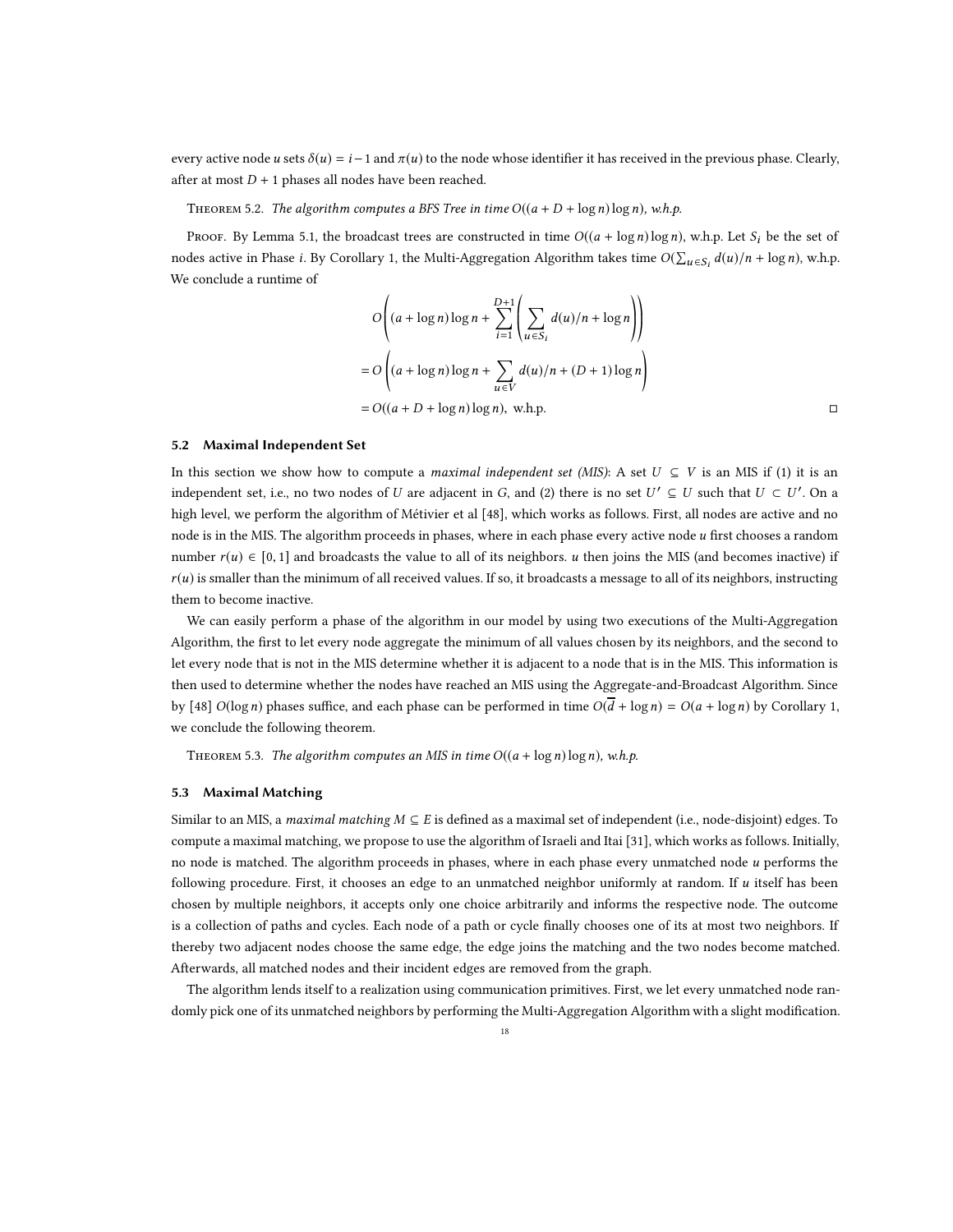every active node $u$ sets $\delta(u) = i - 1$ and $\pi(u)$ to the node whose identifier it has received in the previous phase. Clearly, after at most $D + 1$ phases all nodes have been reached.

Theorem 5.2. *The algorithm computes a BFS Tree in time $O((a + D + \log n) \log n)$, w.h.p.*

Proof. By Lemma 5.1, the broadcast trees are constructed in time $O((a + \log n) \log n)$, w.h.p. Let $S_i$ be the set of nodes active in Phase $i$. By Corollary 1, the Multi-Aggregation Algorithm takes time $O(\sum_{u \in S_i} d(u)/n + \log n)$, w.h.p. We conclude a runtime of

$$
\begin{aligned}
&O\left((a + \log n)\log n + \sum_{i=1}^{D+1}\left(\sum_{u \in S_i} d(u)/n + \log n\right)\right) \\
&= O\left((a + \log n)\log n + \sum_{u \in V} d(u)/n + (D+1)\log n\right) \\
&= O((a + D + \log n)\log n), \text{ w.h.p.}
\end{aligned}
$$

□

### 5.2 Maximal Independent Set

In this section we show how to compute a *maximal independent set (MIS)*: A set $U \subseteq V$ is an MIS if (1) it is an independent set, i.e., no two nodes of $U$ are adjacent in $G$, and (2) there is no set $U' \subseteq U$ such that $U \subset U'$. On a high level, we perform the algorithm of Métivier et al [48], which works as follows. First, all nodes are active and no node is in the MIS. The algorithm proceeds in phases, where in each phase every active node $u$ first chooses a random number $r(u) \in [0, 1]$ and broadcasts the value to all of its neighbors. $u$ then joins the MIS (and becomes inactive) if $r(u)$ is smaller than the minimum of all received values. If so, it broadcasts a message to all of its neighbors, instructing them to become inactive.

We can easily perform a phase of the algorithm in our model by using two executions of the Multi-Aggregation Algorithm, the first to let every node aggregate the minimum of all values chosen by its neighbors, and the second to let every node that is not in the MIS determine whether it is adjacent to a node that is in the MIS. This information is then used to determine whether the nodes have reached an MIS using the Aggregate-and-Broadcast Algorithm. Since by [48] $O(\log n)$ phases suffice, and each phase can be performed in time $O(\overline{d} + \log n) = O(a + \log n)$ by Corollary 1, we conclude the following theorem.

Theorem 5.3. *The algorithm computes an MIS in time $O((a + \log n) \log n)$, w.h.p.*

### 5.3 Maximal Matching

Similar to an MIS, a *maximal matching* $M \subseteq E$ is defined as a maximal set of independent (i.e., node-disjoint) edges. To compute a maximal matching, we propose to use the algorithm of Israeli and Itai [31], which works as follows. Initially, no node is matched. The algorithm proceeds in phases, where in each phase every unmatched node $u$ performs the following procedure. First, it chooses an edge to an unmatched neighbor uniformly at random. If $u$ itself has been chosen by multiple neighbors, it accepts only one choice arbitrarily and informs the respective node. The outcome is a collection of paths and cycles. Each node of a path or cycle finally chooses one of its at most two neighbors. If thereby two adjacent nodes choose the same edge, the edge joins the matching and the two nodes become matched. Afterwards, all matched nodes and their incident edges are removed from the graph.

The algorithm lends itself to a realization using communication primitives. First, we let every unmatched node randomly pick one of its unmatched neighbors by performing the Multi-Aggregation Algorithm with a slight modification.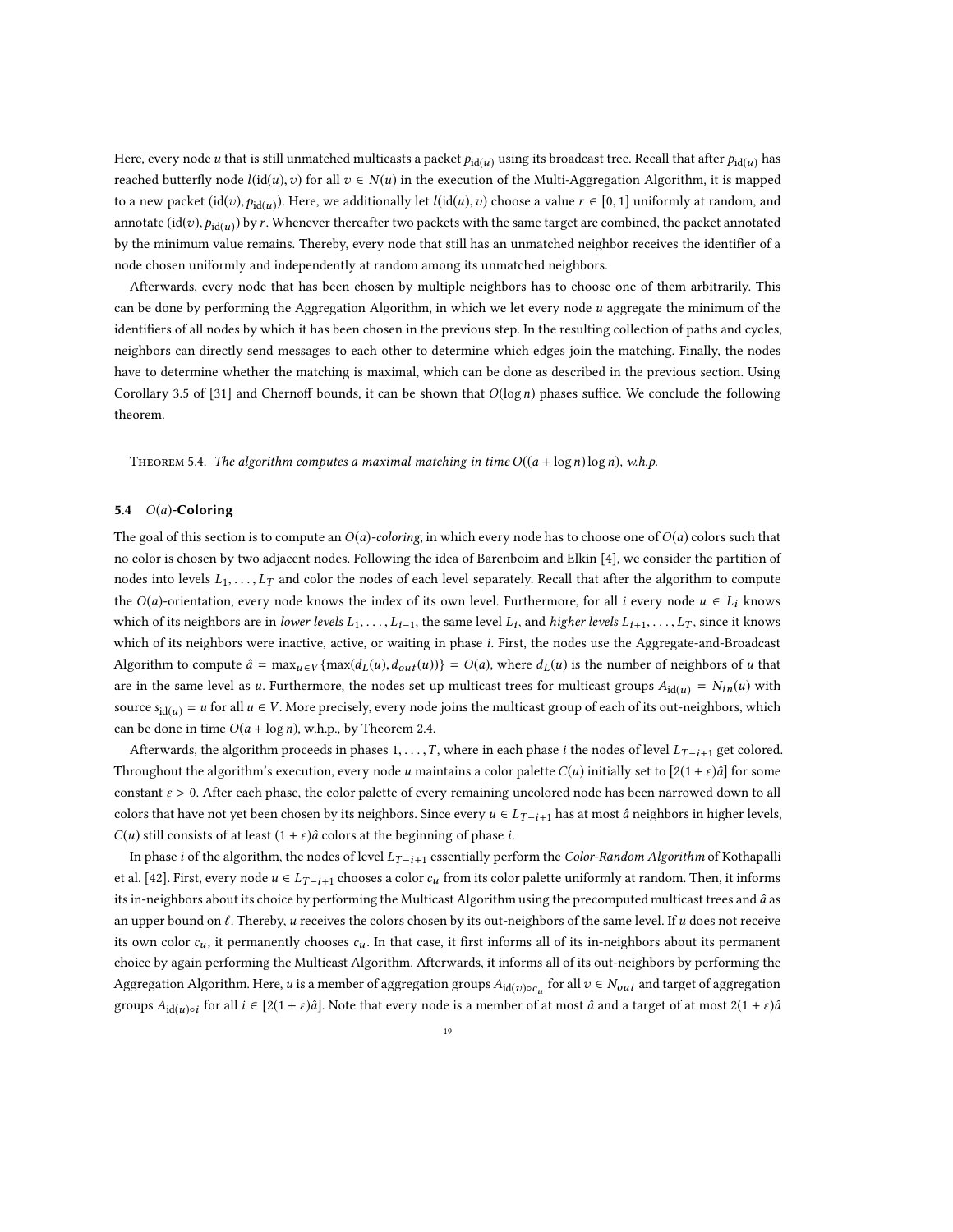Here, every node $u$ that is still unmatched multicasts a packet $p_{\mathrm{id}(u)}$ using its broadcast tree. Recall that after $p_{\mathrm{id}(u)}$ has reached butterfly node $l(\mathrm{id}(u), v)$ for all $v \in N(u)$ in the execution of the Multi-Aggregation Algorithm, it is mapped to a new packet $(\mathrm{id}(v), p_{\mathrm{id}(u)})$. Here, we additionally let $l(\mathrm{id}(u), v)$ choose a value $r \in [0, 1]$ uniformly at random, and annotate $(\mathrm{id}(v), p_{\mathrm{id}(u)})$ by $r$. Whenever thereafter two packets with the same target are combined, the packet annotated by the minimum value remains. Thereby, every node that still has an unmatched neighbor receives the identifier of a node chosen uniformly and independently at random among its unmatched neighbors.

Afterwards, every node that has been chosen by multiple neighbors has to choose one of them arbitrarily. This can be done by performing the Aggregation Algorithm, in which we let every node $u$ aggregate the minimum of the identifiers of all nodes by which it has been chosen in the previous step. In the resulting collection of paths and cycles, neighbors can directly send messages to each other to determine which edges join the matching. Finally, the nodes have to determine whether the matching is maximal, which can be done as described in the previous section. Using Corollary 3.5 of [31] and Chernoff bounds, it can be shown that $O(\log n)$ phases suffice. We conclude the following theorem.

Theorem 5.4. *The algorithm computes a maximal matching in time $O((a + \log n) \log n)$, w.h.p.*

### 5.4 $O(a)$-Coloring

The goal of this section is to compute an $O(a)$-*coloring*, in which every node has to choose one of $O(a)$ colors such that no color is chosen by two adjacent nodes. Following the idea of Barenboim and Elkin [4], we consider the partition of nodes into levels $L_1, \ldots, L_T$ and color the nodes of each level separately. Recall that after the algorithm to compute the $O(a)$-orientation, every node knows the index of its own level. Furthermore, for all $i$ every node $u \in L_i$ knows which of its neighbors are in *lower levels* $L_1, \ldots, L_{i-1}$, the same level $L_i$, and *higher levels* $L_{i+1}, \ldots, L_T$, since it knows which of its neighbors were inactive, active, or waiting in phase $i$. First, the nodes use the Aggregate-and-Broadcast Algorithm to compute $\hat{a} = \max_{u \in V}\{\max(d_L(u), d_{out}(u))\} = O(a)$, where $d_L(u)$ is the number of neighbors of $u$ that are in the same level as $u$. Furthermore, the nodes set up multicast trees for multicast groups $A_{\mathrm{id}(u)} = N_{in}(u)$ with source $s_{\mathrm{id}(u)} = u$ for all $u \in V$. More precisely, every node joins the multicast group of each of its out-neighbors, which can be done in time $O(a + \log n)$, w.h.p., by Theorem 2.4.

Afterwards, the algorithm proceeds in phases $1, \ldots, T$, where in each phase $i$ the nodes of level $L_{T-i+1}$ get colored. Throughout the algorithm's execution, every node $u$ maintains a color palette $C(u)$ initially set to $[2(1 + \varepsilon)\hat{a}]$ for some constant $\varepsilon > 0$. After each phase, the color palette of every remaining uncolored node has been narrowed down to all colors that have not yet been chosen by its neighbors. Since every $u \in L_{T-i+1}$ has at most $\hat{a}$ neighbors in higher levels, $C(u)$ still consists of at least $(1 + \varepsilon)\hat{a}$ colors at the beginning of phase $i$.

In phase $i$ of the algorithm, the nodes of level $L_{T-i+1}$ essentially perform the *Color-Random Algorithm* of Kothapalli et al. [42]. First, every node $u \in L_{T-i+1}$ chooses a color $c_u$ from its color palette uniformly at random. Then, it informs its in-neighbors about its choice by performing the Multicast Algorithm using the precomputed multicast trees and $\hat{a}$ as an upper bound on $\ell$. Thereby, $u$ receives the colors chosen by its out-neighbors of the same level. If $u$ does not receive its own color $c_u$, it permanently chooses $c_u$. In that case, it first informs all of its in-neighbors about its permanent choice by again performing the Multicast Algorithm. Afterwards, it informs all of its out-neighbors by performing the Aggregation Algorithm. Here, $u$ is a member of aggregation groups $A_{\mathrm{id}(v) \circ c_u}$ for all $v \in N_{out}$ and target of aggregation groups $A_{\mathrm{id}(u) \circ i}$ for all $i \in [2(1 + \varepsilon)\hat{a}]$. Note that every node is a member of at most $\hat{a}$ and a target of at most $2(1 + \varepsilon)\hat{a}$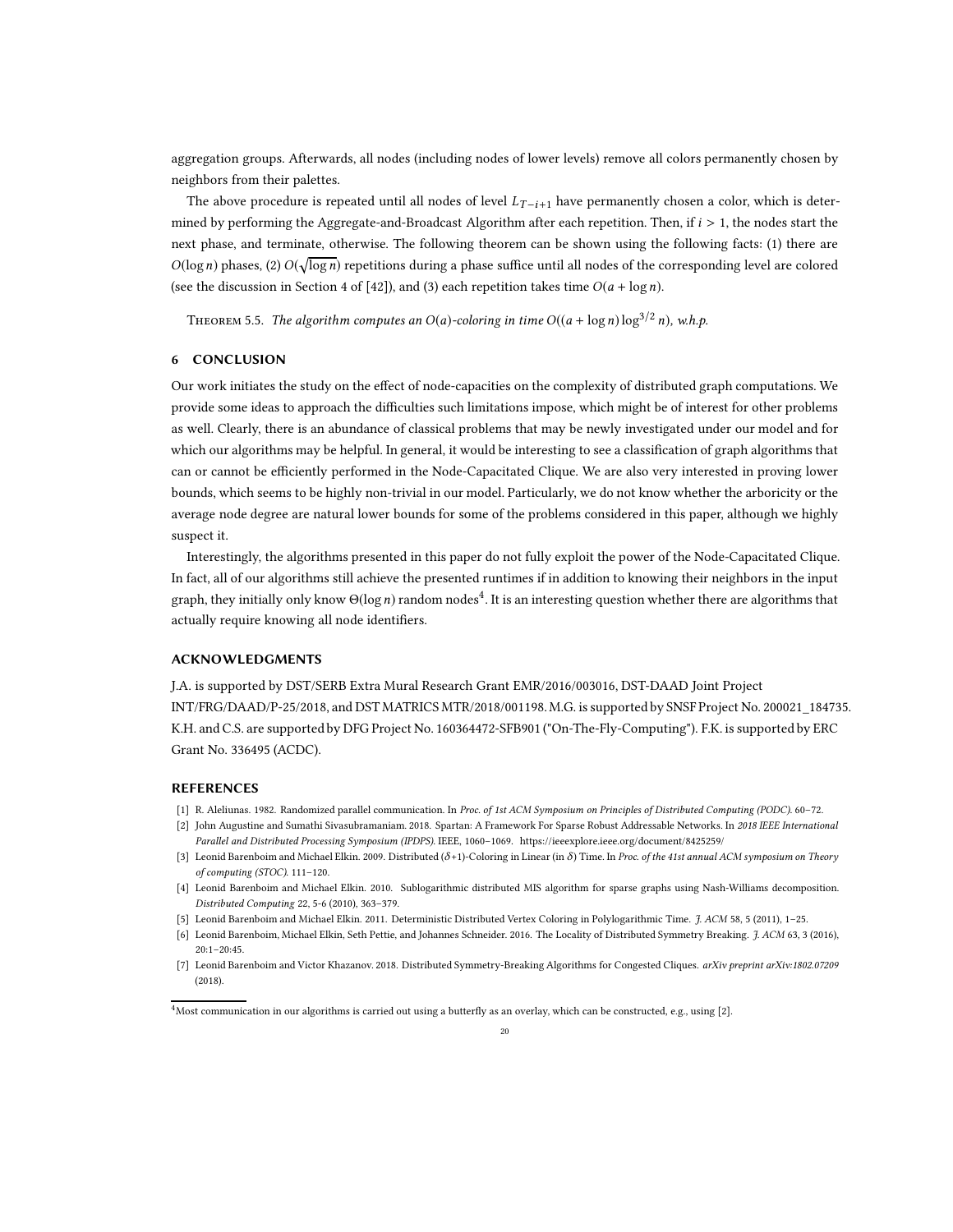aggregation groups. Afterwards, all nodes (including nodes of lower levels) remove all colors permanently chosen by neighbors from their palettes.

The above procedure is repeated until all nodes of level $L_{T-i+1}$ have permanently chosen a color, which is determined by performing the Aggregate-and-Broadcast Algorithm after each repetition. Then, if $i > 1$, the nodes start the next phase, and terminate, otherwise. The following theorem can be shown using the following facts: (1) there are $O(\log n)$ phases, (2) $O(\sqrt{\log n})$ repetitions during a phase suffice until all nodes of the corresponding level are colored (see the discussion in Section 4 of [42]), and (3) each repetition takes time $O(a + \log n)$.

Theorem 5.5. *The algorithm computes an $O(a)$-coloring in time $O((a + \log n) \log^{3/2} n)$, w.h.p.*

## 6 CONCLUSION

Our work initiates the study on the effect of node-capacities on the complexity of distributed graph computations. We provide some ideas to approach the difficulties such limitations impose, which might be of interest for other problems as well. Clearly, there is an abundance of classical problems that may be newly investigated under our model and for which our algorithms may be helpful. In general, it would be interesting to see a classification of graph algorithms that can or cannot be efficiently performed in the Node-Capacitated Clique. We are also very interested in proving lower bounds, which seems to be highly non-trivial in our model. Particularly, we do not know whether the arboricity or the average node degree are natural lower bounds for some of the problems considered in this paper, although we highly suspect it.

Interestingly, the algorithms presented in this paper do not fully exploit the power of the Node-Capacitated Clique. In fact, all of our algorithms still achieve the presented runtimes if in addition to knowing their neighbors in the input graph, they initially only know $\Theta(\log n)$ random nodes[4]. It is an interesting question whether there are algorithms that actually require knowing all node identifiers.

## ACKNOWLEDGMENTS

J.A. is supported by DST/SERB Extra Mural Research Grant EMR/2016/003016, DST-DAAD Joint Project INT/FRG/DAAD/P-25/2018, and DST MATRICS MTR/2018/001198. M.G. is supported by SNSF Project No. 200021_184735. K.H. and C.S. are supported by DFG Project No. 160364472-SFB901 ("On-The-Fly-Computing"). F.K. is supported by ERC Grant No. 336495 (ACDC).

## REFERENCES

[1] R. Aleliunas. 1982. Randomized parallel communication. In *Proc. of 1st ACM Symposium on Principles of Distributed Computing (PODC)*. 60–72.

[2] John Augustine and Sumathi Sivasubramaniam. 2018. Spartan: A Framework For Sparse Robust Addressable Networks. In *2018 IEEE International Parallel and Distributed Processing Symposium (IPDPS)*. IEEE, 1060–1069. https://ieeexplore.ieee.org/document/8425259/

[3] Leonid Barenboim and Michael Elkin. 2009. Distributed ($\delta$+1)-Coloring in Linear (in $\delta$) Time. In *Proc. of the 41st annual ACM symposium on Theory of computing (STOC)*. 111–120.

[4] Leonid Barenboim and Michael Elkin. 2010. Sublogarithmic distributed MIS algorithm for sparse graphs using Nash-Williams decomposition. *Distributed Computing* 22, 5-6 (2010), 363–379.

[5] Leonid Barenboim and Michael Elkin. 2011. Deterministic Distributed Vertex Coloring in Polylogarithmic Time. *J. ACM* 58, 5 (2011), 1–25.

[6] Leonid Barenboim, Michael Elkin, Seth Pettie, and Johannes Schneider. 2016. The Locality of Distributed Symmetry Breaking. *J. ACM* 63, 3 (2016), 20:1–20:45.

[7] Leonid Barenboim and Victor Khazanov. 2018. Distributed Symmetry-Breaking Algorithms for Congested Cliques. *arXiv preprint arXiv:1802.07209* (2018).

[4] Most communication in our algorithms is carried out using a butterfly as an overlay, which can be constructed, e.g., using [2].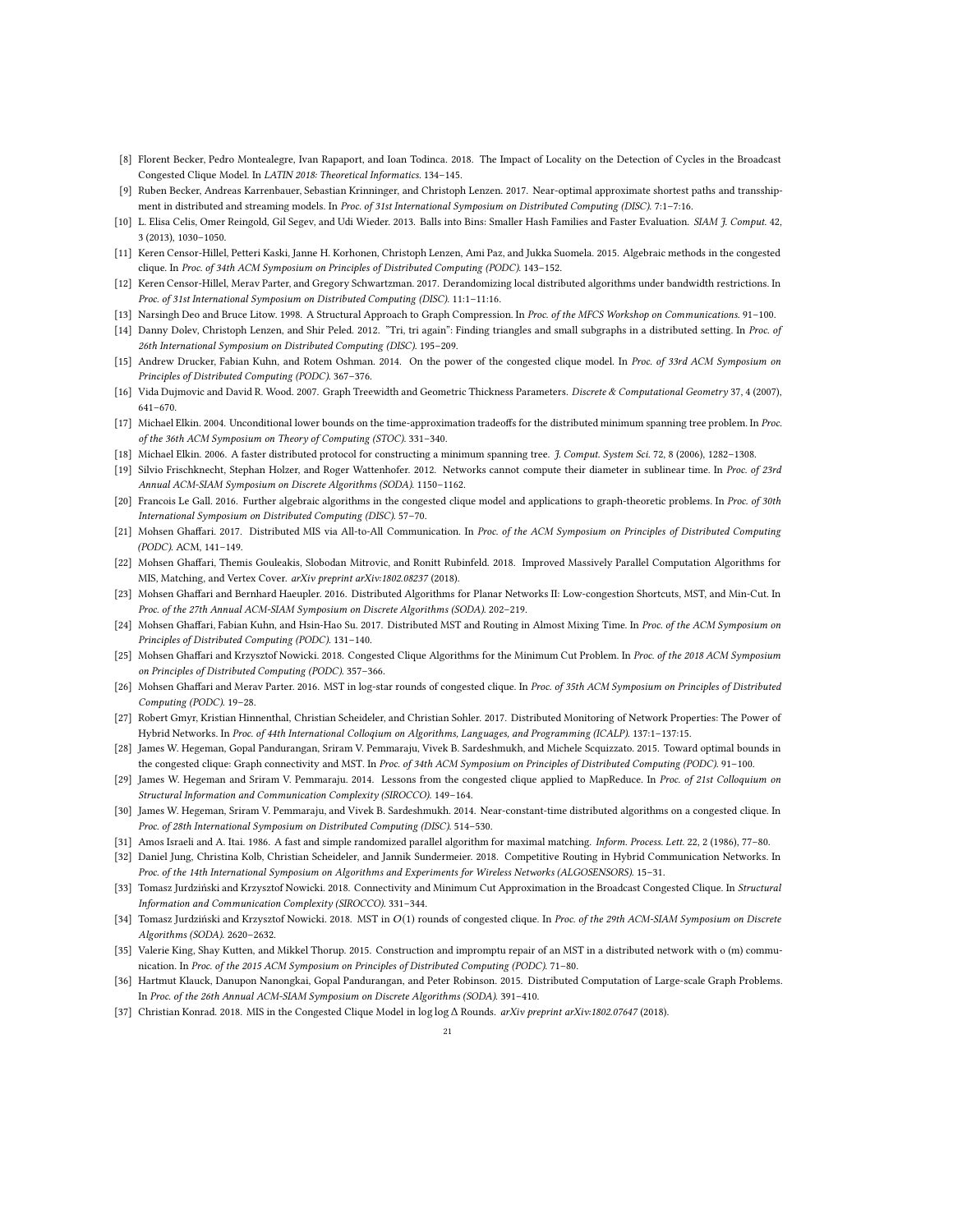[8] Florent Becker, Pedro Montealegre, Ivan Rapaport, and Ioan Todinca. 2018. The Impact of Locality on the Detection of Cycles in the Broadcast Congested Clique Model. In *LATIN 2018: Theoretical Informatics*. 134–145.

[9] Ruben Becker, Andreas Karrenbauer, Sebastian Krinninger, and Christoph Lenzen. 2017. Near-optimal approximate shortest paths and transshipment in distributed and streaming models. In *Proc. of 31st International Symposium on Distributed Computing (DISC)*. 7:1–7:16.

[10] L. Elisa Celis, Omer Reingold, Gil Segev, and Udi Wieder. 2013. Balls into Bins: Smaller Hash Families and Faster Evaluation. *SIAM J. Comput.* 42, 3 (2013), 1030–1050.

[11] Keren Censor-Hillel, Petteri Kaski, Janne H. Korhonen, Christoph Lenzen, Ami Paz, and Jukka Suomela. 2015. Algebraic methods in the congested clique. In *Proc. of 34th ACM Symposium on Principles of Distributed Computing (PODC)*. 143–152.

[12] Keren Censor-Hillel, Merav Parter, and Gregory Schwartzman. 2017. Derandomizing local distributed algorithms under bandwidth restrictions. In *Proc. of 31st International Symposium on Distributed Computing (DISC)*. 11:1–11:16.

[13] Narsingh Deo and Bruce Litow. 1998. A Structural Approach to Graph Compression. In *Proc. of the MFCS Workshop on Communications*. 91–100.

[14] Danny Dolev, Christoph Lenzen, and Shir Peled. 2012. "Tri, tri again": Finding triangles and small subgraphs in a distributed setting. In *Proc. of 26th International Symposium on Distributed Computing (DISC)*. 195–209.

[15] Andrew Drucker, Fabian Kuhn, and Rotem Oshman. 2014. On the power of the congested clique model. In *Proc. of 33rd ACM Symposium on Principles of Distributed Computing (PODC)*. 367–376.

[16] Vida Dujmovic and David R. Wood. 2007. Graph Treewidth and Geometric Thickness Parameters. *Discrete & Computational Geometry* 37, 4 (2007), 641–670.

[17] Michael Elkin. 2004. Unconditional lower bounds on the time-approximation tradeoffs for the distributed minimum spanning tree problem. In *Proc. of the 36th ACM Symposium on Theory of Computing (STOC)*. 331–340.

[18] Michael Elkin. 2006. A faster distributed protocol for constructing a minimum spanning tree. *J. Comput. System Sci.* 72, 8 (2006), 1282–1308.

[19] Silvio Frischknecht, Stephan Holzer, and Roger Wattenhofer. 2012. Networks cannot compute their diameter in sublinear time. In *Proc. of 23rd Annual ACM-SIAM Symposium on Discrete Algorithms (SODA)*. 1150–1162.

[20] Francois Le Gall. 2016. Further algebraic algorithms in the congested clique model and applications to graph-theoretic problems. In *Proc. of 30th International Symposium on Distributed Computing (DISC)*. 57–70.

[21] Mohsen Ghaffari. 2017. Distributed MIS via All-to-All Communication. In *Proc. of the ACM Symposium on Principles of Distributed Computing (PODC)*. ACM, 141–149.

[22] Mohsen Ghaffari, Themis Gouleakis, Slobodan Mitrovic, and Ronitt Rubinfeld. 2018. Improved Massively Parallel Computation Algorithms for MIS, Matching, and Vertex Cover. *arXiv preprint arXiv:1802.08237* (2018).

[23] Mohsen Ghaffari and Bernhard Haeupler. 2016. Distributed Algorithms for Planar Networks II: Low-congestion Shortcuts, MST, and Min-Cut. In *Proc. of the 27th Annual ACM-SIAM Symposium on Discrete Algorithms (SODA)*. 202–219.

[24] Mohsen Ghaffari, Fabian Kuhn, and Hsin-Hao Su. 2017. Distributed MST and Routing in Almost Mixing Time. In *Proc. of the ACM Symposium on Principles of Distributed Computing (PODC)*. 131–140.

[25] Mohsen Ghaffari and Krzysztof Nowicki. 2018. Congested Clique Algorithms for the Minimum Cut Problem. In *Proc. of the 2018 ACM Symposium on Principles of Distributed Computing (PODC)*. 357–366.

[26] Mohsen Ghaffari and Merav Parter. 2016. MST in log-star rounds of congested clique. In *Proc. of 35th ACM Symposium on Principles of Distributed Computing (PODC)*. 19–28.

[27] Robert Gmyr, Kristian Hinnenthal, Christian Scheideler, and Christian Sohler. 2017. Distributed Monitoring of Network Properties: The Power of Hybrid Networks. In *Proc. of 44th International Colloqium on Algorithms, Languages, and Programming (ICALP)*. 137:1–137:15.

[28] James W. Hegeman, Gopal Pandurangan, Sriram V. Pemmaraju, Vivek B. Sardeshmukh, and Michele Scquizzato. 2015. Toward optimal bounds in the congested clique: Graph connectivity and MST. In *Proc. of 34th ACM Symposium on Principles of Distributed Computing (PODC)*. 91–100.

[29] James W. Hegeman and Sriram V. Pemmaraju. 2014. Lessons from the congested clique applied to MapReduce. In *Proc. of 21st Colloquium on Structural Information and Communication Complexity (SIROCCO)*. 149–164.

[30] James W. Hegeman, Sriram V. Pemmaraju, and Vivek B. Sardeshmukh. 2014. Near-constant-time distributed algorithms on a congested clique. In *Proc. of 28th International Symposium on Distributed Computing (DISC)*. 514–530.

[31] Amos Israeli and A. Itai. 1986. A fast and simple randomized parallel algorithm for maximal matching. *Inform. Process. Lett.* 22, 2 (1986), 77–80.

[32] Daniel Jung, Christina Kolb, Christian Scheideler, and Jannik Sundermeier. 2018. Competitive Routing in Hybrid Communication Networks. In *Proc. of the 14th International Symposium on Algorithms and Experiments for Wireless Networks (ALGOSENSORS)*. 15–31.

[33] Tomasz Jurdziński and Krzysztof Nowicki. 2018. Connectivity and Minimum Cut Approximation in the Broadcast Congested Clique. In *Structural Information and Communication Complexity (SIROCCO)*. 331–344.

[34] Tomasz Jurdziński and Krzysztof Nowicki. 2018. MST in $O(1)$ rounds of congested clique. In *Proc. of the 29th ACM-SIAM Symposium on Discrete Algorithms (SODA)*. 2620–2632.

[35] Valerie King, Shay Kutten, and Mikkel Thorup. 2015. Construction and impromptu repair of an MST in a distributed network with o (m) communication. In *Proc. of the 2015 ACM Symposium on Principles of Distributed Computing (PODC)*. 71–80.

[36] Hartmut Klauck, Danupon Nanongkai, Gopal Pandurangan, and Peter Robinson. 2015. Distributed Computation of Large-scale Graph Problems. In *Proc. of the 26th Annual ACM-SIAM Symposium on Discrete Algorithms (SODA)*. 391–410.

[37] Christian Konrad. 2018. MIS in the Congested Clique Model in $\log \log \Delta$ Rounds. *arXiv preprint arXiv:1802.07647* (2018).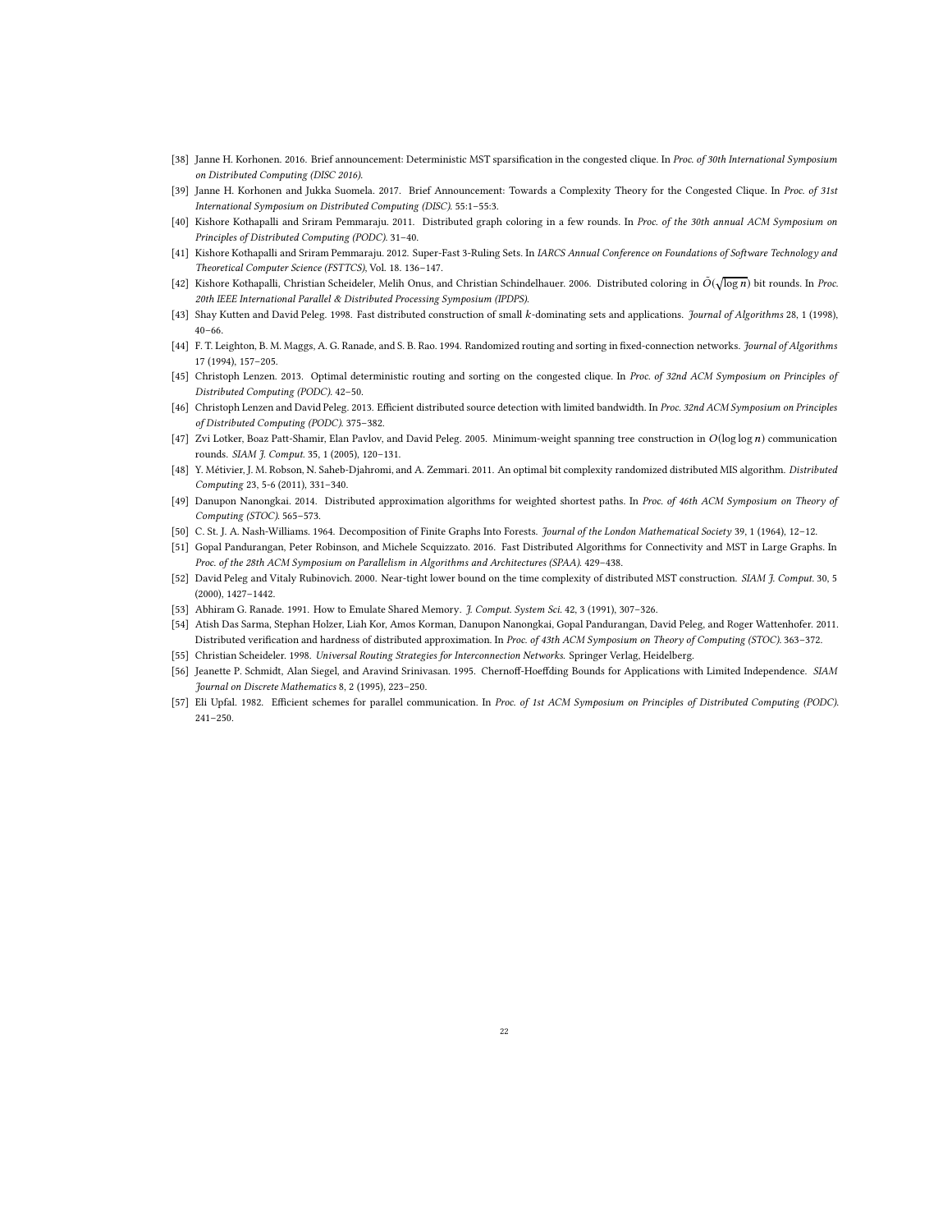[38] Janne H. Korhonen. 2016. Brief announcement: Deterministic MST sparsification in the congested clique. In *Proc. of 30th International Symposium on Distributed Computing (DISC 2016).*

[39] Janne H. Korhonen and Jukka Suomela. 2017. Brief Announcement: Towards a Complexity Theory for the Congested Clique. In *Proc. of 31st International Symposium on Distributed Computing (DISC).* 55:1–55:3.

[40] Kishore Kothapalli and Sriram Pemmaraju. 2011. Distributed graph coloring in a few rounds. In *Proc. of the 30th annual ACM Symposium on Principles of Distributed Computing (PODC).* 31–40.

[41] Kishore Kothapalli and Sriram Pemmaraju. 2012. Super-Fast 3-Ruling Sets. In *IARCS Annual Conference on Foundations of Software Technology and Theoretical Computer Science (FSTTCS)*, Vol. 18. 136–147.

[42] Kishore Kothapalli, Christian Scheideler, Melih Onus, and Christian Schindelhauer. 2006. Distributed coloring in $\tilde{O}(\sqrt{\log n})$ bit rounds. In *Proc. 20th IEEE International Parallel & Distributed Processing Symposium (IPDPS).*

[43] Shay Kutten and David Peleg. 1998. Fast distributed construction of small $k$-dominating sets and applications. *Journal of Algorithms* 28, 1 (1998), 40–66.

[44] F. T. Leighton, B. M. Maggs, A. G. Ranade, and S. B. Rao. 1994. Randomized routing and sorting in fixed-connection networks. *Journal of Algorithms* 17 (1994), 157–205.

[45] Christoph Lenzen. 2013. Optimal deterministic routing and sorting on the congested clique. In *Proc. of 32nd ACM Symposium on Principles of Distributed Computing (PODC).* 42–50.

[46] Christoph Lenzen and David Peleg. 2013. Efficient distributed source detection with limited bandwidth. In *Proc. 32nd ACM Symposium on Principles of Distributed Computing (PODC).* 375–382.

[47] Zvi Lotker, Boaz Patt-Shamir, Elan Pavlov, and David Peleg. 2005. Minimum-weight spanning tree construction in $O(\log \log n)$ communication rounds. *SIAM J. Comput.* 35, 1 (2005), 120–131.

[48] Y. Métivier, J. M. Robson, N. Saheb-Djahromi, and A. Zemmari. 2011. An optimal bit complexity randomized distributed MIS algorithm. *Distributed Computing* 23, 5-6 (2011), 331–340.

[49] Danupon Nanongkai. 2014. Distributed approximation algorithms for weighted shortest paths. In *Proc. of 46th ACM Symposium on Theory of Computing (STOC).* 565–573.

[50] C. St. J. A. Nash-Williams. 1964. Decomposition of Finite Graphs Into Forests. *Journal of the London Mathematical Society* 39, 1 (1964), 12–12.

[51] Gopal Pandurangan, Peter Robinson, and Michele Scquizzato. 2016. Fast Distributed Algorithms for Connectivity and MST in Large Graphs. In *Proc. of the 28th ACM Symposium on Parallelism in Algorithms and Architectures (SPAA).* 429–438.

[52] David Peleg and Vitaly Rubinovich. 2000. Near-tight lower bound on the time complexity of distributed MST construction. *SIAM J. Comput.* 30, 5 (2000), 1427–1442.

[53] Abhiram G. Ranade. 1991. How to Emulate Shared Memory. *J. Comput. System Sci.* 42, 3 (1991), 307–326.

[54] Atish Das Sarma, Stephan Holzer, Liah Kor, Amos Korman, Danupon Nanongkai, Gopal Pandurangan, David Peleg, and Roger Wattenhofer. 2011. Distributed verification and hardness of distributed approximation. In *Proc. of 43th ACM Symposium on Theory of Computing (STOC).* 363–372.

[55] Christian Scheideler. 1998. *Universal Routing Strategies for Interconnection Networks.* Springer Verlag, Heidelberg.

[56] Jeanette P. Schmidt, Alan Siegel, and Aravind Srinivasan. 1995. Chernoff-Hoeffding Bounds for Applications with Limited Independence. *SIAM Journal on Discrete Mathematics* 8, 2 (1995), 223–250.

[57] Eli Upfal. 1982. Efficient schemes for parallel communication. In *Proc. of 1st ACM Symposium on Principles of Distributed Computing (PODC).* 241–250.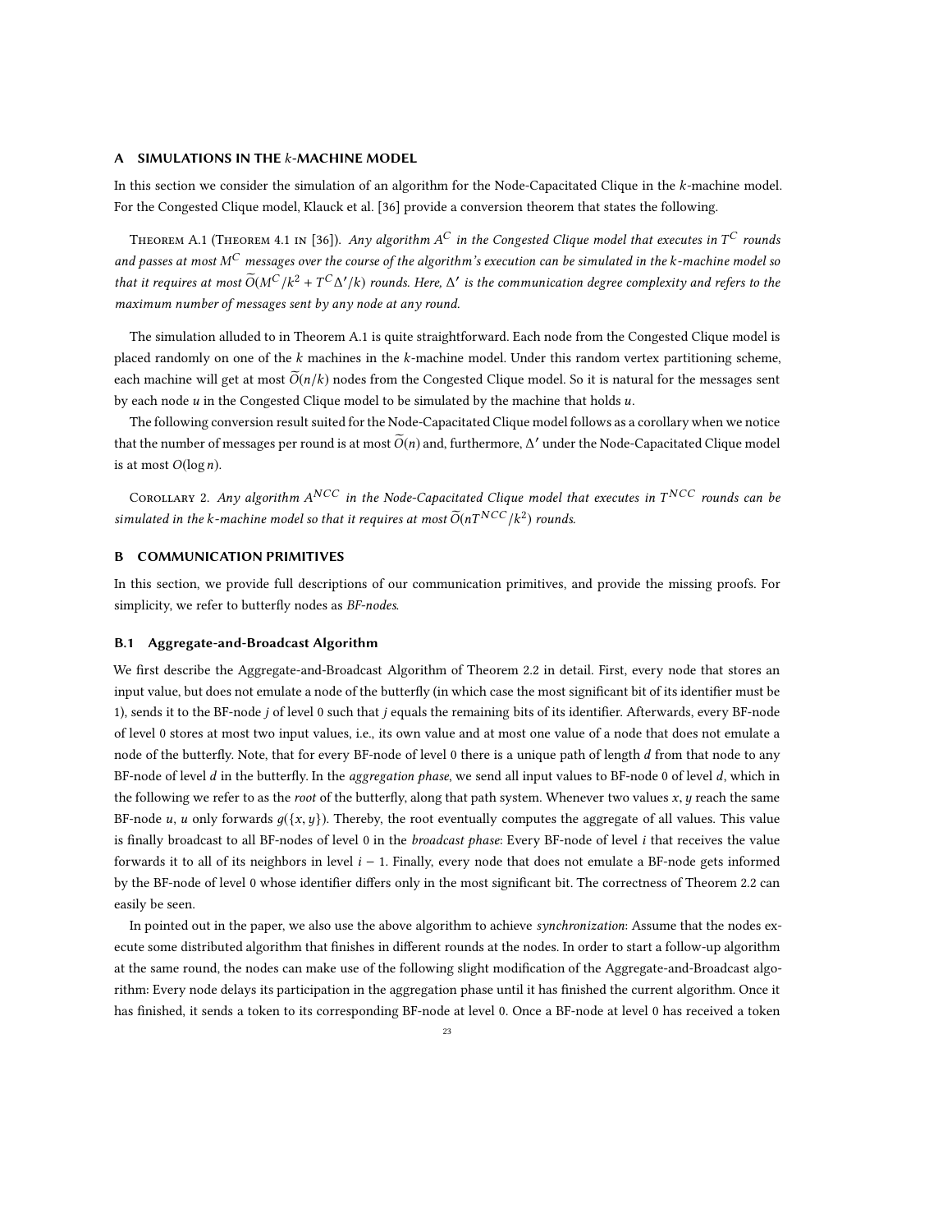## A SIMULATIONS IN THE $k$-MACHINE MODEL

In this section we consider the simulation of an algorithm for the Node-Capacitated Clique in the $k$-machine model. For the Congested Clique model, Klauck et al. [36] provide a conversion theorem that states the following.

Theorem A.1 (Theorem 4.1 in [36]). *Any algorithm $A^C$ in the Congested Clique model that executes in $T^C$ rounds and passes at most $M^C$ messages over the course of the algorithm's execution can be simulated in the $k$-machine model so that it requires at most $\widetilde{O}(M^C/k^2 + T^C\Delta'/k)$ rounds. Here, $\Delta'$ is the communication degree complexity and refers to the maximum number of messages sent by any node at any round.*

The simulation alluded to in Theorem A.1 is quite straightforward. Each node from the Congested Clique model is placed randomly on one of the $k$ machines in the $k$-machine model. Under this random vertex partitioning scheme, each machine will get at most $\widetilde{O}(n/k)$ nodes from the Congested Clique model. So it is natural for the messages sent by each node $u$ in the Congested Clique model to be simulated by the machine that holds $u$.

The following conversion result suited for the Node-Capacitated Clique model follows as a corollary when we notice that the number of messages per round is at most $\widetilde{O}(n)$ and, furthermore, $\Delta'$ under the Node-Capacitated Clique model is at most $O(\log n)$.

Corollary 2. *Any algorithm $A^{NCC}$ in the Node-Capacitated Clique model that executes in $T^{NCC}$ rounds can be simulated in the $k$-machine model so that it requires at most $\widetilde{O}(nT^{NCC}/k^2)$ rounds.*

## B COMMUNICATION PRIMITIVES

In this section, we provide full descriptions of our communication primitives, and provide the missing proofs. For simplicity, we refer to butterfly nodes as *BF-nodes*.

### B.1 Aggregate-and-Broadcast Algorithm

We first describe the Aggregate-and-Broadcast Algorithm of Theorem 2.2 in detail. First, every node that stores an input value, but does not emulate a node of the butterfly (in which case the most significant bit of its identifier must be 1), sends it to the BF-node $j$ of level 0 such that $j$ equals the remaining bits of its identifier. Afterwards, every BF-node of level 0 stores at most two input values, i.e., its own value and at most one value of a node that does not emulate a node of the butterfly. Note, that for every BF-node of level 0 there is a unique path of length $d$ from that node to any BF-node of level $d$ in the butterfly. In the *aggregation phase*, we send all input values to BF-node 0 of level $d$, which in the following we refer to as the *root* of the butterfly, along that path system. Whenever two values $x, y$ reach the same BF-node $u$, $u$ only forwards $g(\{x, y\})$. Thereby, the root eventually computes the aggregate of all values. This value is finally broadcast to all BF-nodes of level 0 in the *broadcast phase*: Every BF-node of level $i$ that receives the value forwards it to all of its neighbors in level $i - 1$. Finally, every node that does not emulate a BF-node gets informed by the BF-node of level 0 whose identifier differs only in the most significant bit. The correctness of Theorem 2.2 can easily be seen.

In pointed out in the paper, we also use the above algorithm to achieve *synchronization*: Assume that the nodes execute some distributed algorithm that finishes in different rounds at the nodes. In order to start a follow-up algorithm at the same round, the nodes can make use of the following slight modification of the Aggregate-and-Broadcast algorithm: Every node delays its participation in the aggregation phase until it has finished the current algorithm. Once it has finished, it sends a token to its corresponding BF-node at level 0. Once a BF-node at level 0 has received a token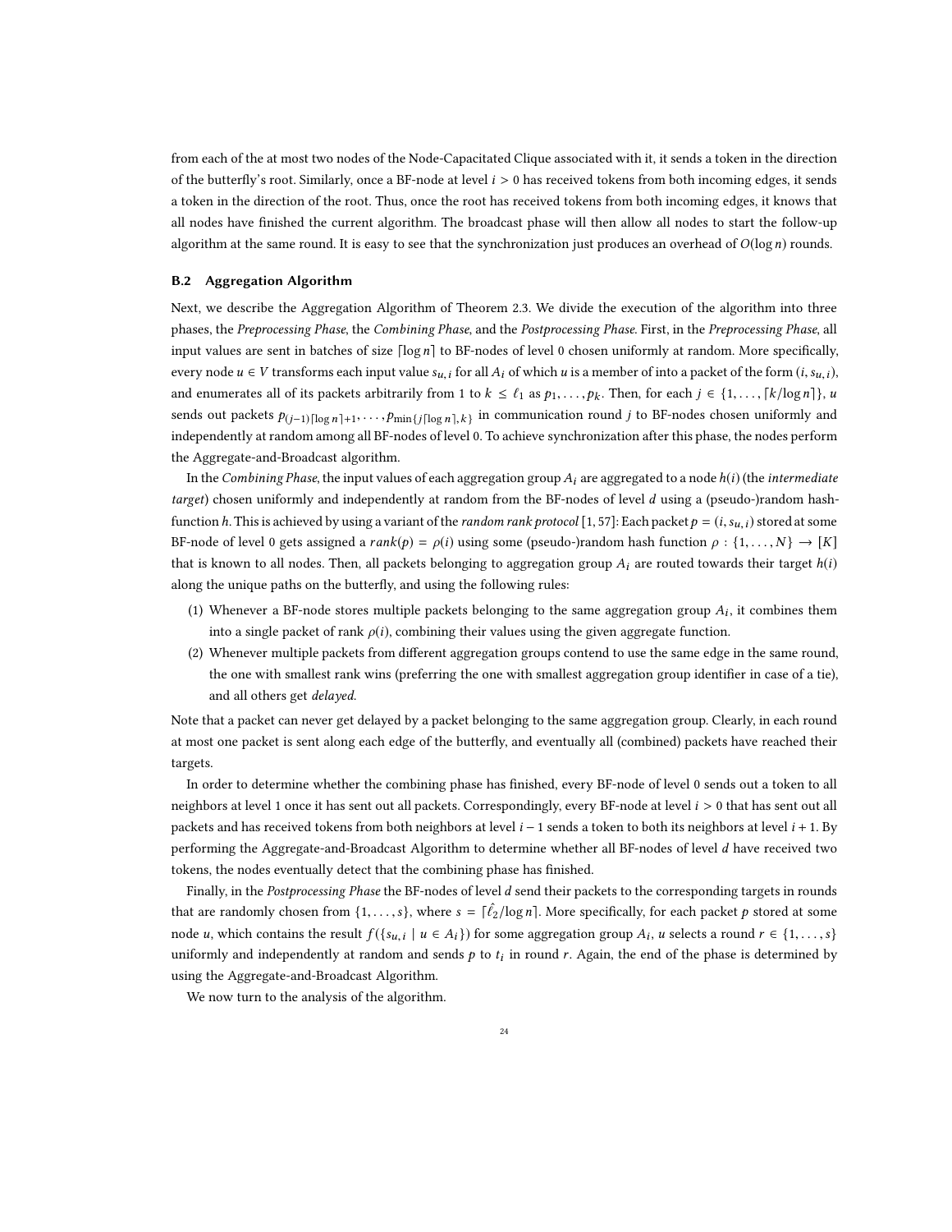from each of the at most two nodes of the Node-Capacitated Clique associated with it, it sends a token in the direction of the butterfly's root. Similarly, once a BF-node at level $i > 0$ has received tokens from both incoming edges, it sends a token in the direction of the root. Thus, once the root has received tokens from both incoming edges, it knows that all nodes have finished the current algorithm. The broadcast phase will then allow all nodes to start the follow-up algorithm at the same round. It is easy to see that the synchronization just produces an overhead of $O(\log n)$ rounds.

### B.2 Aggregation Algorithm

Next, we describe the Aggregation Algorithm of Theorem 2.3. We divide the execution of the algorithm into three phases, the *Preprocessing Phase*, the *Combining Phase*, and the *Postprocessing Phase*. First, in the *Preprocessing Phase*, all input values are sent in batches of size $\lceil \log n \rceil$ to BF-nodes of level 0 chosen uniformly at random. More specifically, every node $u \in V$ transforms each input value $s_{u,i}$ for all $A_i$ of which $u$ is a member of into a packet of the form $(i, s_{u,i})$, and enumerates all of its packets arbitrarily from 1 to $k \leq \ell_1$ as $p_1, \dots, p_k$. Then, for each $j \in \{1, \dots, \lceil k/\log n \rceil\}$, $u$ sends out packets $p_{(j-1)\lceil \log n \rceil + 1}, \dots, p_{\min\{j \lceil \log n \rceil, k\}}$ in communication round $j$ to BF-nodes chosen uniformly and independently at random among all BF-nodes of level 0. To achieve synchronization after this phase, the nodes perform the Aggregate-and-Broadcast algorithm.

In the *Combining Phase*, the input values of each aggregation group $A_i$ are aggregated to a node $h(i)$ (the *intermediate target*) chosen uniformly and independently at random from the BF-nodes of level $d$ using a (pseudo-)random hash-function $h$. This is achieved by using a variant of the *random rank protocol* [1, 57]: Each packet $p = (i, s_{u,i})$ stored at some BF-node of level 0 gets assigned a $rank(p) = \rho(i)$ using some (pseudo-)random hash function $\rho : \{1, \dots, N\} \to [K]$ that is known to all nodes. Then, all packets belonging to aggregation group $A_i$ are routed towards their target $h(i)$ along the unique paths on the butterfly, and using the following rules:

1. Whenever a BF-node stores multiple packets belonging to the same aggregation group $A_i$, it combines them into a single packet of rank $\rho(i)$, combining their values using the given aggregate function.
2. Whenever multiple packets from different aggregation groups contend to use the same edge in the same round, the one with smallest rank wins (preferring the one with smallest aggregation group identifier in case of a tie), and all others get *delayed*.

Note that a packet can never get delayed by a packet belonging to the same aggregation group. Clearly, in each round at most one packet is sent along each edge of the butterfly, and eventually all (combined) packets have reached their targets.

In order to determine whether the combining phase has finished, every BF-node of level 0 sends out a token to all neighbors at level 1 once it has sent out all packets. Correspondingly, every BF-node at level $i > 0$ that has sent out all packets and has received tokens from both neighbors at level $i - 1$ sends a token to both its neighbors at level $i + 1$. By performing the Aggregate-and-Broadcast Algorithm to determine whether all BF-nodes of level $d$ have received two tokens, the nodes eventually detect that the combining phase has finished.

Finally, in the *Postprocessing Phase* the BF-nodes of level $d$ send their packets to the corresponding targets in rounds that are randomly chosen from $\{1, \dots, s\}$, where $s = \lceil \hat{\ell}_2 / \log n \rceil$. More specifically, for each packet $p$ stored at some node $u$, which contains the result $f(\{s_{u,i} \mid u \in A_i\})$ for some aggregation group $A_i$, $u$ selects a round $r \in \{1, \dots, s\}$ uniformly and independently at random and sends $p$ to $t_i$ in round $r$. Again, the end of the phase is determined by using the Aggregate-and-Broadcast Algorithm.

We now turn to the analysis of the algorithm.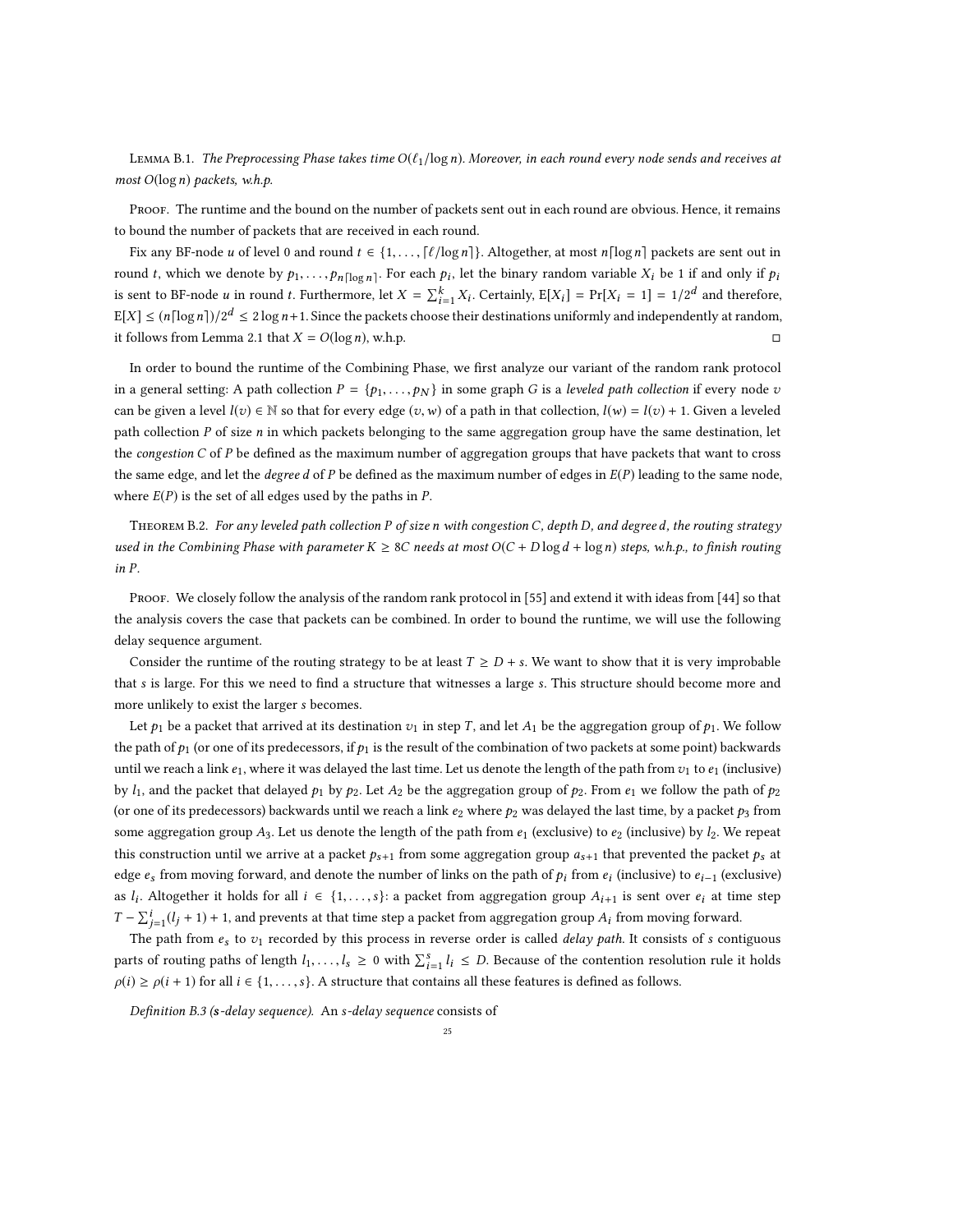Lemma B.1. *The Preprocessing Phase takes time $O(\ell_1/\log n)$. Moreover, in each round every node sends and receives at most $O(\log n)$ packets, w.h.p.*

Proof. The runtime and the bound on the number of packets sent out in each round are obvious. Hence, it remains to bound the number of packets that are received in each round.

Fix any BF-node $u$ of level 0 and round $t \in \{1, \ldots, \lceil \ell/\log n \rceil\}$. Altogether, at most $n\lceil \log n \rceil$ packets are sent out in round $t$, which we denote by $p_1, \ldots, p_{n\lceil \log n \rceil}$. For each $p_i$, let the binary random variable $X_i$ be 1 if and only if $p_i$ is sent to BF-node $u$ in round $t$. Furthermore, let $X = \sum_{i=1}^{k} X_i$. Certainly, $\mathrm{E}[X_i] = \Pr[X_i = 1] = 1/2^d$ and therefore, $\mathrm{E}[X] \leq (n\lceil \log n \rceil)/2^d \leq 2\log n + 1$. Since the packets choose their destinations uniformly and independently at random, it follows from Lemma 2.1 that $X = O(\log n)$, w.h.p. □

In order to bound the runtime of the Combining Phase, we first analyze our variant of the random rank protocol in a general setting: A path collection $P = \{p_1, \ldots, p_N\}$ in some graph $G$ is a *leveled path collection* if every node $v$ can be given a level $l(v) \in \mathbb{N}$ so that for every edge $(v, w)$ of a path in that collection, $l(w) = l(v) + 1$. Given a leveled path collection $P$ of size $n$ in which packets belonging to the same aggregation group have the same destination, let the *congestion* $C$ of $P$ be defined as the maximum number of aggregation groups that have packets that want to cross the same edge, and let the *degree* $d$ of $P$ be defined as the maximum number of edges in $E(P)$ leading to the same node, where $E(P)$ is the set of all edges used by the paths in $P$.

Theorem B.2. *For any leveled path collection $P$ of size $n$ with congestion $C$, depth $D$, and degree $d$, the routing strategy used in the Combining Phase with parameter $K \geq 8C$ needs at most $O(C + D\log d + \log n)$ steps, w.h.p., to finish routing in $P$.*

Proof. We closely follow the analysis of the random rank protocol in [55] and extend it with ideas from [44] so that the analysis covers the case that packets can be combined. In order to bound the runtime, we will use the following delay sequence argument.

Consider the runtime of the routing strategy to be at least $T \geq D + s$. We want to show that it is very improbable that $s$ is large. For this we need to find a structure that witnesses a large $s$. This structure should become more and more unlikely to exist the larger $s$ becomes.

Let $p_1$ be a packet that arrived at its destination $v_1$ in step $T$, and let $A_1$ be the aggregation group of $p_1$. We follow the path of $p_1$ (or one of its predecessors, if $p_1$ is the result of the combination of two packets at some point) backwards until we reach a link $e_1$, where it was delayed the last time. Let us denote the length of the path from $v_1$ to $e_1$ (inclusive) by $l_1$, and the packet that delayed $p_1$ by $p_2$. Let $A_2$ be the aggregation group of $p_2$. From $e_1$ we follow the path of $p_2$ (or one of its predecessors) backwards until we reach a link $e_2$ where $p_2$ was delayed the last time, by a packet $p_3$ from some aggregation group $A_3$. Let us denote the length of the path from $e_1$ (exclusive) to $e_2$ (inclusive) by $l_2$. We repeat this construction until we arrive at a packet $p_{s+1}$ from some aggregation group $a_{s+1}$ that prevented the packet $p_s$ at edge $e_s$ from moving forward, and denote the number of links on the path of $p_i$ from $e_i$ (inclusive) to $e_{i-1}$ (exclusive) as $l_i$. Altogether it holds for all $i \in \{1, \ldots, s\}$: a packet from aggregation group $A_{i+1}$ is sent over $e_i$ at time step $T - \sum_{j=1}^{i}(l_j + 1) + 1$, and prevents at that time step a packet from aggregation group $A_i$ from moving forward.

The path from $e_s$ to $v_1$ recorded by this process in reverse order is called *delay path*. It consists of $s$ contiguous parts of routing paths of length $l_1, \ldots, l_s \geq 0$ with $\sum_{i=1}^{s} l_i \leq D$. Because of the contention resolution rule it holds $\rho(i) \geq \rho(i+1)$ for all $i \in \{1, \ldots, s\}$. A structure that contains all these features is defined as follows.

*Definition B.3 (s-delay sequence).* An *s-delay sequence* consists of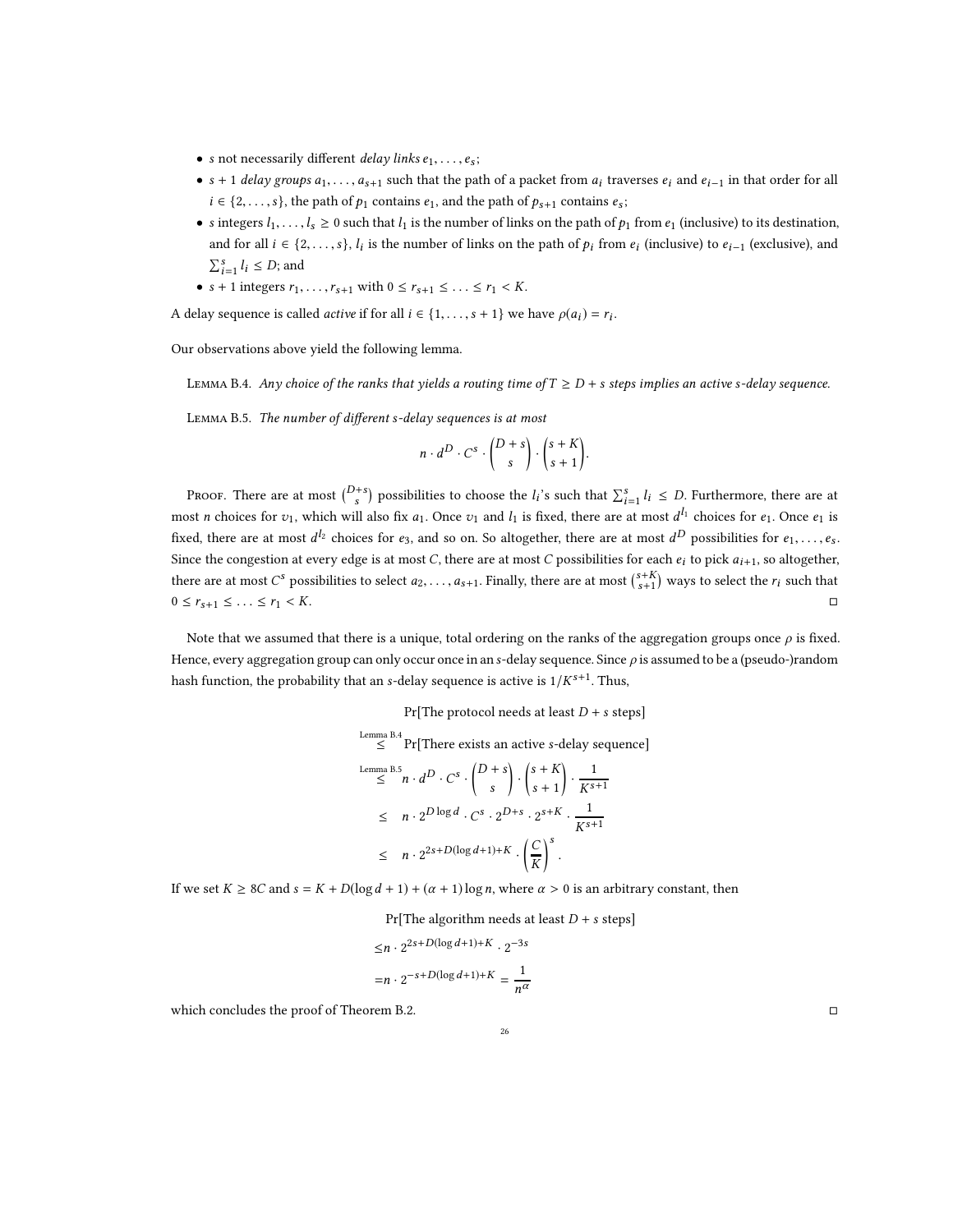- $s$ not necessarily different *delay links* $e_1, \ldots, e_s$;
- $s+1$ *delay groups* $a_1, \ldots, a_{s+1}$ such that the path of a packet from $a_i$ traverses $e_i$ and $e_{i-1}$ in that order for all $i \in \{2, \ldots, s\}$, the path of $p_1$ contains $e_1$, and the path of $p_{s+1}$ contains $e_s$;
- $s$ integers $l_1, \ldots, l_s \geq 0$ such that $l_1$ is the number of links on the path of $p_1$ from $e_1$ (inclusive) to its destination, and for all $i \in \{2, \ldots, s\}$, $l_i$ is the number of links on the path of $p_i$ from $e_i$ (inclusive) to $e_{i-1}$ (exclusive), and $\sum_{i=1}^{s} l_i \leq D$; and
- $s+1$ integers $r_1, \ldots, r_{s+1}$ with $0 \leq r_{s+1} \leq \ldots \leq r_1 < K$.

A delay sequence is called *active* if for all $i \in \{1, \ldots, s+1\}$ we have $\rho(a_i) = r_i$.

Our observations above yield the following lemma.

Lemma B.4. *Any choice of the ranks that yields a routing time of $T \geq D + s$ steps implies an active $s$-delay sequence.*

Lemma B.5. *The number of different $s$-delay sequences is at most*

$$n \cdot d^D \cdot C^s \cdot \binom{D+s}{s} \cdot \binom{s+K}{s+1}.$$

Proof. There are at most $\binom{D+s}{s}$ possibilities to choose the $l_i$'s such that $\sum_{i=1}^{s} l_i \leq D$. Furthermore, there are at most $n$ choices for $v_1$, which will also fix $a_1$. Once $v_1$ and $l_1$ is fixed, there are at most $d^{l_1}$ choices for $e_1$. Once $e_1$ is fixed, there are at most $d^{l_2}$ choices for $e_3$, and so on. So altogether, there are at most $d^D$ possibilities for $e_1, \ldots, e_s$. Since the congestion at every edge is at most $C$, there are at most $C$ possibilities for each $e_i$ to pick $a_{i+1}$, so altogether, there are at most $C^s$ possibilities to select $a_2, \ldots, a_{s+1}$. Finally, there are at most $\binom{s+K}{s+1}$ ways to select the $r_i$ such that $0 \leq r_{s+1} \leq \ldots \leq r_1 < K$. □

Note that we assumed that there is a unique, total ordering on the ranks of the aggregation groups once $\rho$ is fixed. Hence, every aggregation group can only occur once in an $s$-delay sequence. Since $\rho$ is assumed to be a (pseudo-)random hash function, the probability that an $s$-delay sequence is active is $1/K^{s+1}$. Thus,

$$
\begin{aligned}
&\Pr[\text{The protocol needs at least } D+s \text{ steps}] \\
\overset{\text{Lemma B.4}}{\leq}\ & \Pr[\text{There exists an active } s\text{-delay sequence}] \\
\overset{\text{Lemma B.5}}{\leq}\ & n \cdot d^D \cdot C^s \cdot \binom{D+s}{s} \cdot \binom{s+K}{s+1} \cdot \frac{1}{K^{s+1}} \\
\leq\ & n \cdot 2^{D \log d} \cdot C^s \cdot 2^{D+s} \cdot 2^{s+K} \cdot \frac{1}{K^{s+1}} \\
\leq\ & n \cdot 2^{2s + D(\log d + 1) + K} \cdot \left(\frac{C}{K}\right)^s .
\end{aligned}
$$

If we set $K \geq 8C$ and $s = K + D(\log d + 1) + (\alpha + 1)\log n$, where $\alpha > 0$ is an arbitrary constant, then

$$
\begin{aligned}
&\Pr[\text{The algorithm needs at least } D+s \text{ steps}] \\
\leq\ & n \cdot 2^{2s + D(\log d + 1) + K} \cdot 2^{-3s} \\
=\ & n \cdot 2^{-s + D(\log d + 1) + K} = \frac{1}{n^\alpha}
\end{aligned}
$$

which concludes the proof of Theorem B.2. □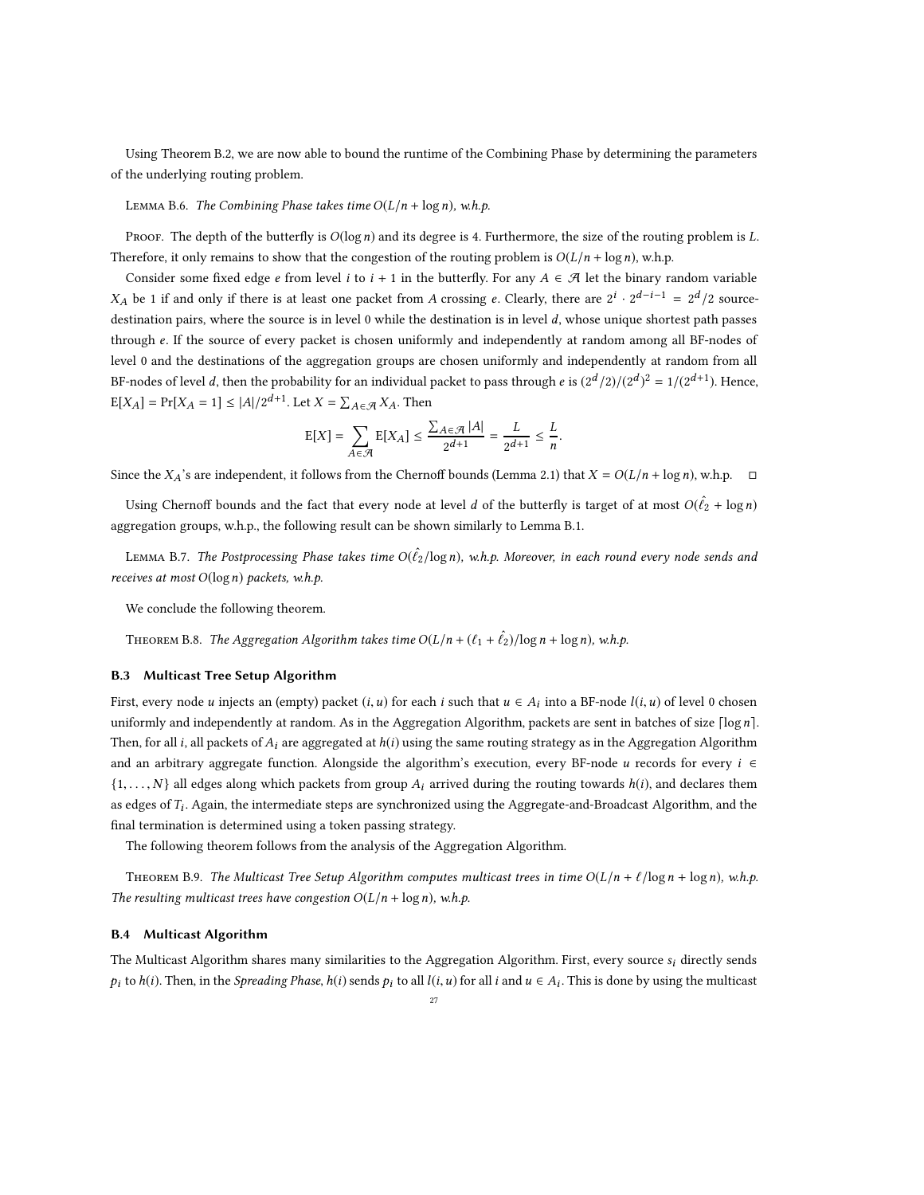Using Theorem B.2, we are now able to bound the runtime of the Combining Phase by determining the parameters of the underlying routing problem.

Lemma B.6. *The Combining Phase takes time $O(L/n + \log n)$, w.h.p.*

Proof. The depth of the butterfly is $O(\log n)$ and its degree is 4. Furthermore, the size of the routing problem is $L$. Therefore, it only remains to show that the congestion of the routing problem is $O(L/n + \log n)$, w.h.p.

Consider some fixed edge $e$ from level $i$ to $i+1$ in the butterfly. For any $A \in \mathcal{A}$ let the binary random variable $X_A$ be 1 if and only if there is at least one packet from $A$ crossing $e$. Clearly, there are $2^i \cdot 2^{d-i-1} = 2^d/2$ source-destination pairs, where the source is in level 0 while the destination is in level $d$, whose unique shortest path passes through $e$. If the source of every packet is chosen uniformly and independently at random among all BF-nodes of level 0 and the destinations of the aggregation groups are chosen uniformly and independently at random from all BF-nodes of level $d$, then the probability for an individual packet to pass through $e$ is $(2^d/2)/(2^d)^2 = 1/(2^{d+1})$. Hence, $\mathrm{E}[X_A] = \Pr[X_A = 1] \leq |A|/2^{d+1}$. Let $X = \sum_{A \in \mathcal{A}} X_A$. Then

$$\mathrm{E}[X] = \sum_{A \in \mathcal{A}} \mathrm{E}[X_A] \leq \frac{\sum_{A \in \mathcal{A}} |A|}{2^{d+1}} = \frac{L}{2^{d+1}} \leq \frac{L}{n}.$$

Since the $X_A$'s are independent, it follows from the Chernoff bounds (Lemma 2.1) that $X = O(L/n + \log n)$, w.h.p. □

Using Chernoff bounds and the fact that every node at level $d$ of the butterfly is target of at most $O(\hat{\ell}_2 + \log n)$ aggregation groups, w.h.p., the following result can be shown similarly to Lemma B.1.

Lemma B.7. *The Postprocessing Phase takes time $O(\hat{\ell}_2/\log n)$, w.h.p. Moreover, in each round every node sends and receives at most $O(\log n)$ packets, w.h.p.*

We conclude the following theorem.

Theorem B.8. *The Aggregation Algorithm takes time $O(L/n + (\ell_1 + \hat{\ell}_2)/\log n + \log n)$, w.h.p.*

### B.3 Multicast Tree Setup Algorithm

First, every node $u$ injects an (empty) packet $(i, u)$ for each $i$ such that $u \in A_i$ into a BF-node $l(i, u)$ of level 0 chosen uniformly and independently at random. As in the Aggregation Algorithm, packets are sent in batches of size $\lceil \log n \rceil$. Then, for all $i$, all packets of $A_i$ are aggregated at $h(i)$ using the same routing strategy as in the Aggregation Algorithm and an arbitrary aggregate function. Alongside the algorithm's execution, every BF-node $u$ records for every $i \in \{1, \ldots, N\}$ all edges along which packets from group $A_i$ arrived during the routing towards $h(i)$, and declares them as edges of $T_i$. Again, the intermediate steps are synchronized using the Aggregate-and-Broadcast Algorithm, and the final termination is determined using a token passing strategy.

The following theorem follows from the analysis of the Aggregation Algorithm.

Theorem B.9. *The Multicast Tree Setup Algorithm computes multicast trees in time $O(L/n + \ell/\log n + \log n)$, w.h.p. The resulting multicast trees have congestion $O(L/n + \log n)$, w.h.p.*

### B.4 Multicast Algorithm

The Multicast Algorithm shares many similarities to the Aggregation Algorithm. First, every source $s_i$ directly sends $p_i$ to $h(i)$. Then, in the *Spreading Phase*, $h(i)$ sends $p_i$ to all $l(i, u)$ for all $i$ and $u \in A_i$. This is done by using the multicast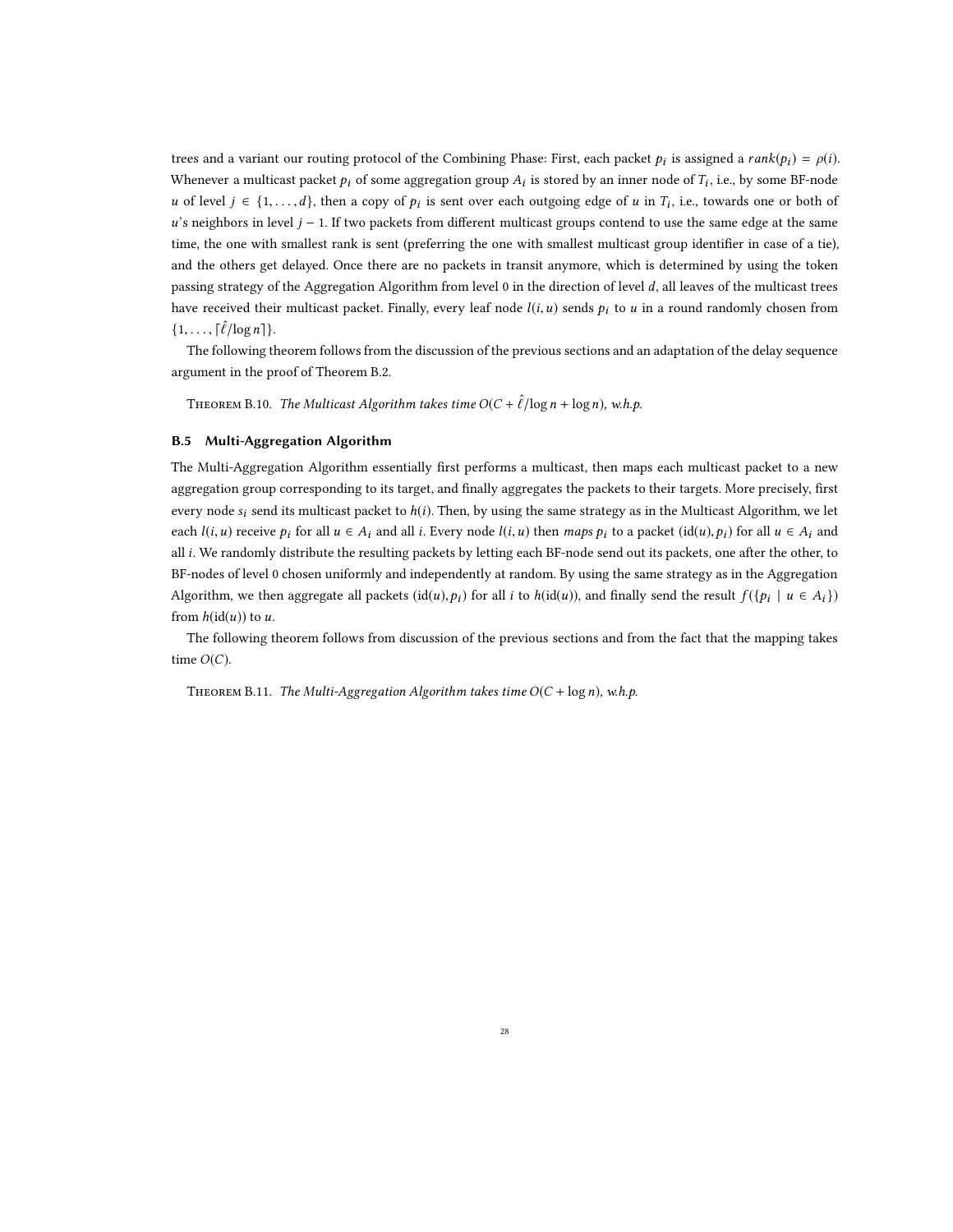trees and a variant our routing protocol of the Combining Phase: First, each packet $p_i$ is assigned a $rank(p_i) = \rho(i)$. Whenever a multicast packet $p_i$ of some aggregation group $A_i$ is stored by an inner node of $T_i$, i.e., by some BF-node $u$ of level $j \in \{1, \ldots, d\}$, then a copy of $p_i$ is sent over each outgoing edge of $u$ in $T_i$, i.e., towards one or both of $u$'s neighbors in level $j - 1$. If two packets from different multicast groups contend to use the same edge at the same time, the one with smallest rank is sent (preferring the one with smallest multicast group identifier in case of a tie), and the others get delayed. Once there are no packets in transit anymore, which is determined by using the token passing strategy of the Aggregation Algorithm from level 0 in the direction of level $d$, all leaves of the multicast trees have received their multicast packet. Finally, every leaf node $l(i, u)$ sends $p_i$ to $u$ in a round randomly chosen from $\{1, \ldots, \lceil \hat{\ell}/\log n \rceil\}$.

The following theorem follows from the discussion of the previous sections and an adaptation of the delay sequence argument in the proof of Theorem B.2.

Theorem B.10. *The Multicast Algorithm takes time $O(C + \hat{\ell}/\log n + \log n)$, w.h.p.*

### B.5 Multi-Aggregation Algorithm

The Multi-Aggregation Algorithm essentially first performs a multicast, then maps each multicast packet to a new aggregation group corresponding to its target, and finally aggregates the packets to their targets. More precisely, first every node $s_i$ send its multicast packet to $h(i)$. Then, by using the same strategy as in the Multicast Algorithm, we let each $l(i, u)$ receive $p_i$ for all $u \in A_i$ and all $i$. Every node $l(i, u)$ then *maps* $p_i$ to a packet $(\text{id}(u), p_i)$ for all $u \in A_i$ and all $i$. We randomly distribute the resulting packets by letting each BF-node send out its packets, one after the other, to BF-nodes of level 0 chosen uniformly and independently at random. By using the same strategy as in the Aggregation Algorithm, we then aggregate all packets $(\text{id}(u), p_i)$ for all $i$ to $h(\text{id}(u))$, and finally send the result $f(\{p_i \mid u \in A_i\})$ from $h(\text{id}(u))$ to $u$.

The following theorem follows from discussion of the previous sections and from the fact that the mapping takes time $O(C)$.

Theorem B.11. *The Multi-Aggregation Algorithm takes time $O(C + \log n)$, w.h.p.*